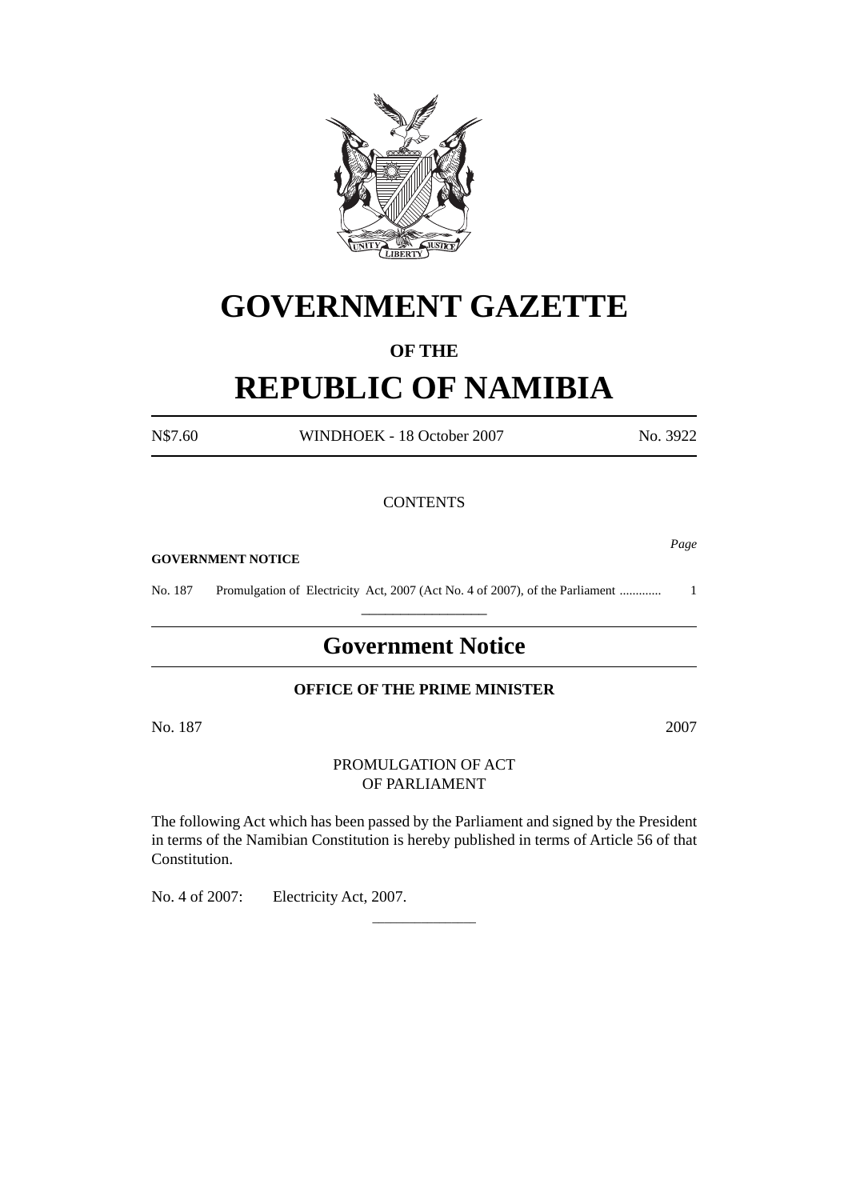# GOVERNMENT GAZETTE

**OF THE**

# REPUBLIC OF NAMIBIA

| N$7.60 | WINDHOEK - 18 October 2007 | No. 3922 |
|---|---|---|

CONTENTS

*Page*

**GOVERNMENT NOTICE**

No. 187 Promulgation of Electricity Act, 2007 (Act No. 4 of 2007), of the Parliament ............. 1

---

## Government Notice

**OFFICE OF THE PRIME MINISTER**

No. 187 2007

PROMULGATION OF ACT
OF PARLIAMENT

The following Act which has been passed by the Parliament and signed by the President in terms of the Namibian Constitution is hereby published in terms of Article 56 of that Constitution.

No. 4 of 2007: Electricity Act, 2007.

---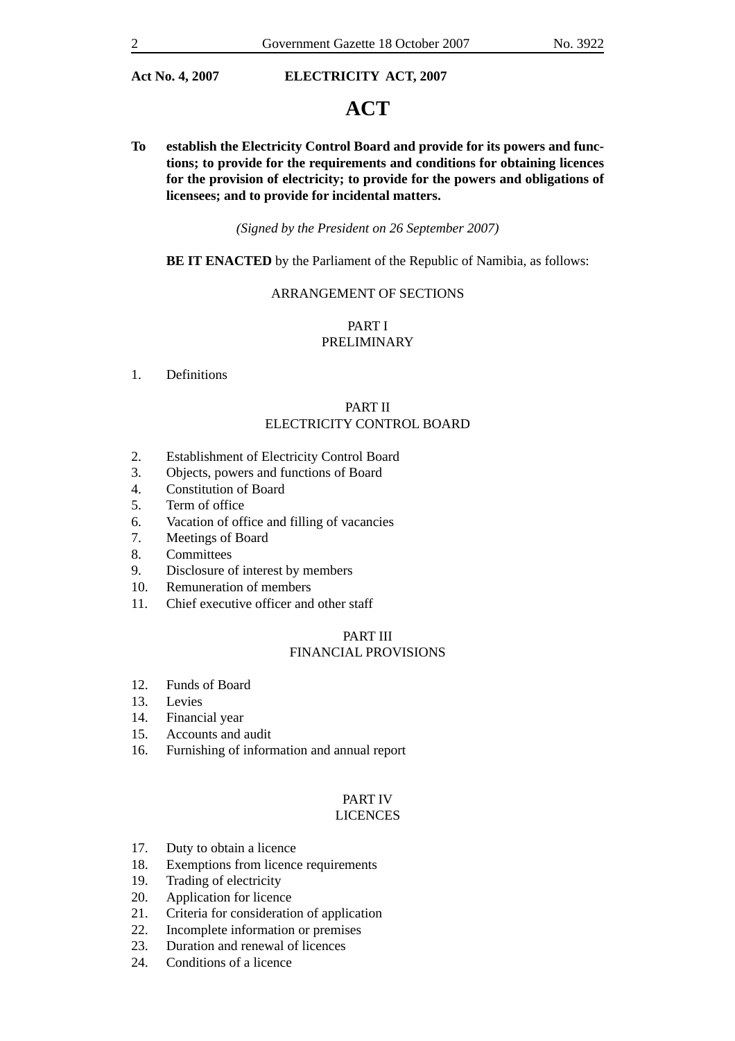**Act No. 4, 2007 ELECTRICITY ACT, 2007**

# ACT

**To establish the Electricity Control Board and provide for its powers and functions; to provide for the requirements and conditions for obtaining licences for the provision of electricity; to provide for the powers and obligations of licensees; and to provide for incidental matters.**

*(Signed by the President on 26 September 2007)*

**BE IT ENACTED** by the Parliament of the Republic of Namibia, as follows:

ARRANGEMENT OF SECTIONS

PART I
PRELIMINARY

1. Definitions

PART II
ELECTRICITY CONTROL BOARD

2. Establishment of Electricity Control Board
3. Objects, powers and functions of Board
4. Constitution of Board
5. Term of office
6. Vacation of office and filling of vacancies
7. Meetings of Board
8. Committees
9. Disclosure of interest by members
10. Remuneration of members
11. Chief executive officer and other staff

PART III
FINANCIAL PROVISIONS

12. Funds of Board
13. Levies
14. Financial year
15. Accounts and audit
16. Furnishing of information and annual report

PART IV
LICENCES

17. Duty to obtain a licence
18. Exemptions from licence requirements
19. Trading of electricity
20. Application for licence
21. Criteria for consideration of application
22. Incomplete information or premises
23. Duration and renewal of licences
24. Conditions of a licence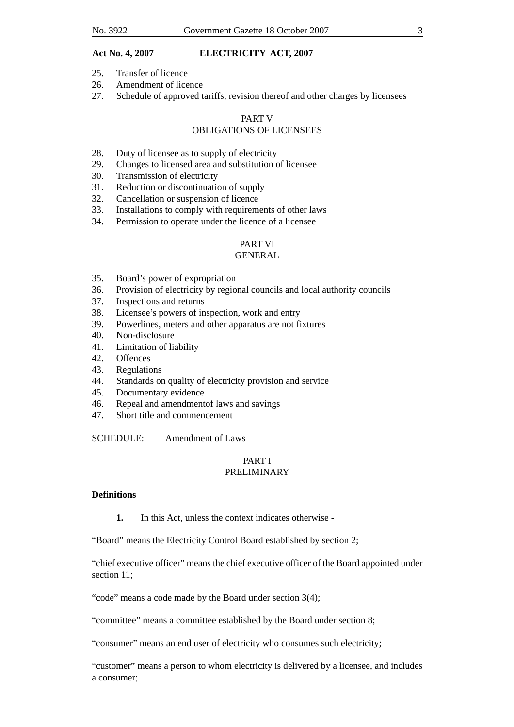25. Transfer of licence
26. Amendment of licence
27. Schedule of approved tariffs, revision thereof and other charges by licensees

PART V
OBLIGATIONS OF LICENSEES

28. Duty of licensee as to supply of electricity
29. Changes to licensed area and substitution of licensee
30. Transmission of electricity
31. Reduction or discontinuation of supply
32. Cancellation or suspension of licence
33. Installations to comply with requirements of other laws
34. Permission to operate under the licence of a licensee

PART VI
GENERAL

35. Board's power of expropriation
36. Provision of electricity by regional councils and local authority councils
37. Inspections and returns
38. Licensee's powers of inspection, work and entry
39. Powerlines, meters and other apparatus are not fixtures
40. Non-disclosure
41. Limitation of liability
42. Offences
43. Regulations
44. Standards on quality of electricity provision and service
45. Documentary evidence
46. Repeal and amendmentof laws and savings
47. Short title and commencement

SCHEDULE: Amendment of Laws

PART I
PRELIMINARY

**Definitions**

**1.** In this Act, unless the context indicates otherwise -

"Board" means the Electricity Control Board established by section 2;

"chief executive officer" means the chief executive officer of the Board appointed under section 11;

"code" means a code made by the Board under section 3(4);

"committee" means a committee established by the Board under section 8;

"consumer" means an end user of electricity who consumes such electricity;

"customer" means a person to whom electricity is delivered by a licensee, and includes a consumer;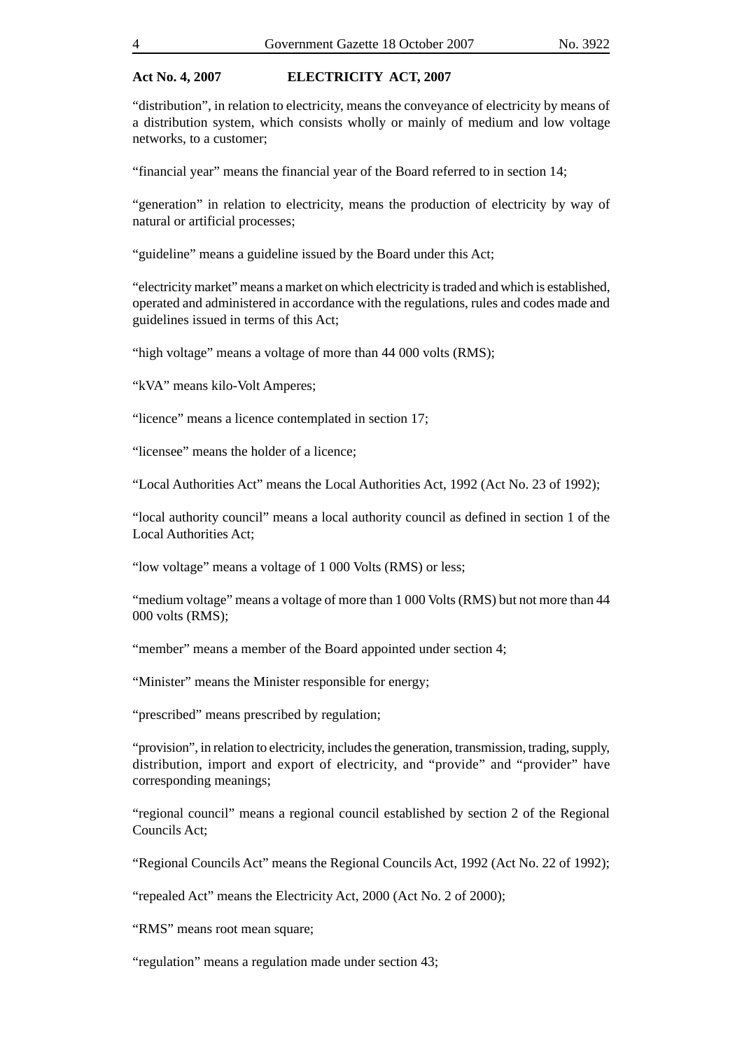**Act No. 4, 2007 ELECTRICITY ACT, 2007**

“distribution”, in relation to electricity, means the conveyance of electricity by means of a distribution system, which consists wholly or mainly of medium and low voltage networks, to a customer;

“financial year” means the financial year of the Board referred to in section 14;

“generation” in relation to electricity, means the production of electricity by way of natural or artificial processes;

“guideline” means a guideline issued by the Board under this Act;

“electricity market” means a market on which electricity is traded and which is established, operated and administered in accordance with the regulations, rules and codes made and guidelines issued in terms of this Act;

“high voltage” means a voltage of more than 44 000 volts (RMS);

“kVA” means kilo-Volt Amperes;

“licence” means a licence contemplated in section 17;

“licensee” means the holder of a licence;

“Local Authorities Act” means the Local Authorities Act, 1992 (Act No. 23 of 1992);

“local authority council” means a local authority council as defined in section 1 of the Local Authorities Act;

“low voltage” means a voltage of 1 000 Volts (RMS) or less;

“medium voltage” means a voltage of more than 1 000 Volts (RMS) but not more than 44 000 volts (RMS);

“member” means a member of the Board appointed under section 4;

“Minister” means the Minister responsible for energy;

“prescribed” means prescribed by regulation;

“provision”, in relation to electricity, includes the generation, transmission, trading, supply, distribution, import and export of electricity, and “provide” and “provider” have corresponding meanings;

“regional council” means a regional council established by section 2 of the Regional Councils Act;

“Regional Councils Act” means the Regional Councils Act, 1992 (Act No. 22 of 1992);

“repealed Act” means the Electricity Act, 2000 (Act No. 2 of 2000);

“RMS” means root mean square;

“regulation” means a regulation made under section 43;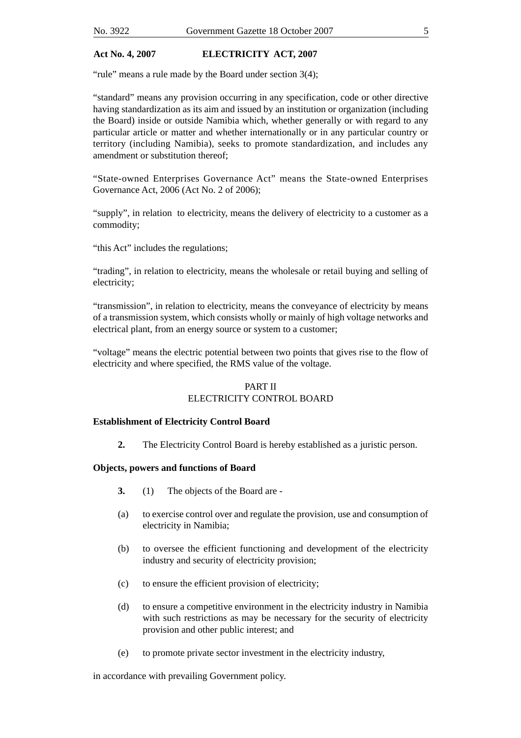"rule" means a rule made by the Board under section 3(4);

"standard" means any provision occurring in any specification, code or other directive having standardization as its aim and issued by an institution or organization (including the Board) inside or outside Namibia which, whether generally or with regard to any particular article or matter and whether internationally or in any particular country or territory (including Namibia), seeks to promote standardization, and includes any amendment or substitution thereof;

"State-owned Enterprises Governance Act" means the State-owned Enterprises Governance Act, 2006 (Act No. 2 of 2006);

"supply", in relation to electricity, means the delivery of electricity to a customer as a commodity;

"this Act" includes the regulations;

"trading", in relation to electricity, means the wholesale or retail buying and selling of electricity;

"transmission", in relation to electricity, means the conveyance of electricity by means of a transmission system, which consists wholly or mainly of high voltage networks and electrical plant, from an energy source or system to a customer;

"voltage" means the electric potential between two points that gives rise to the flow of electricity and where specified, the RMS value of the voltage.

## PART II
## ELECTRICITY CONTROL BOARD

**Establishment of Electricity Control Board**

**2.** The Electricity Control Board is hereby established as a juristic person.

**Objects, powers and functions of Board**

**3.** (1) The objects of the Board are -

(a) to exercise control over and regulate the provision, use and consumption of electricity in Namibia;

(b) to oversee the efficient functioning and development of the electricity industry and security of electricity provision;

(c) to ensure the efficient provision of electricity;

(d) to ensure a competitive environment in the electricity industry in Namibia with such restrictions as may be necessary for the security of electricity provision and other public interest; and

(e) to promote private sector investment in the electricity industry,

in accordance with prevailing Government policy.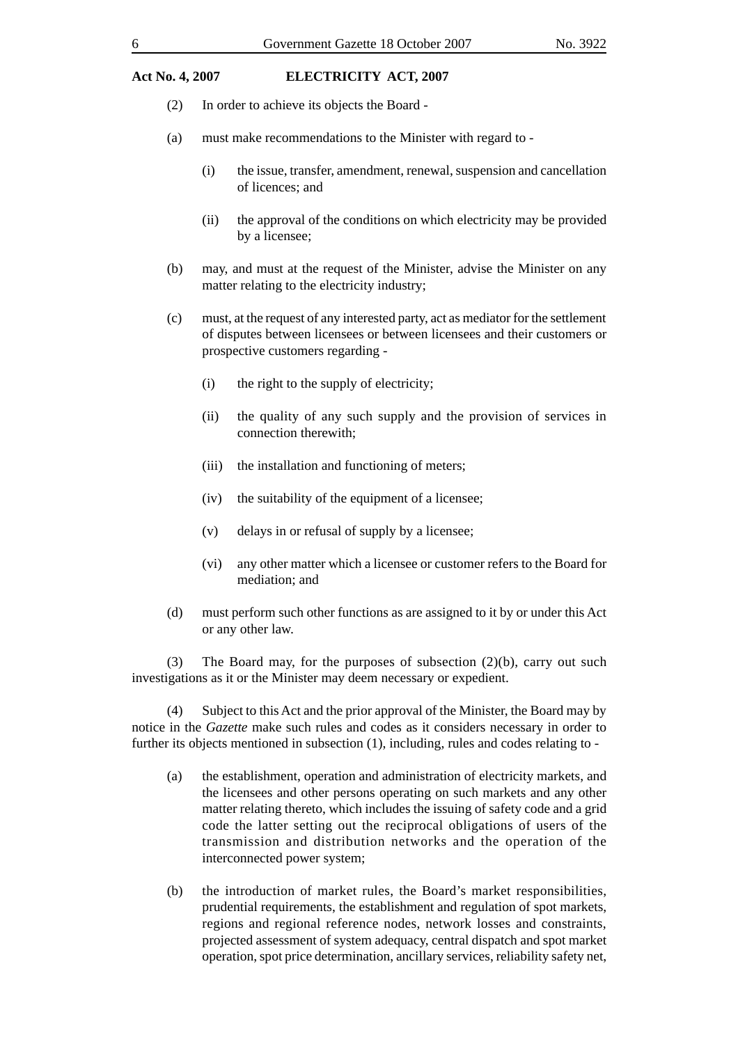(2) In order to achieve its objects the Board -

(a) must make recommendations to the Minister with regard to -

(i) the issue, transfer, amendment, renewal, suspension and cancellation of licences; and

(ii) the approval of the conditions on which electricity may be provided by a licensee;

(b) may, and must at the request of the Minister, advise the Minister on any matter relating to the electricity industry;

(c) must, at the request of any interested party, act as mediator for the settlement of disputes between licensees or between licensees and their customers or prospective customers regarding -

(i) the right to the supply of electricity;

(ii) the quality of any such supply and the provision of services in connection therewith;

(iii) the installation and functioning of meters;

(iv) the suitability of the equipment of a licensee;

(v) delays in or refusal of supply by a licensee;

(vi) any other matter which a licensee or customer refers to the Board for mediation; and

(d) must perform such other functions as are assigned to it by or under this Act or any other law.

(3) The Board may, for the purposes of subsection (2)(b), carry out such investigations as it or the Minister may deem necessary or expedient.

(4) Subject to this Act and the prior approval of the Minister, the Board may by notice in the *Gazette* make such rules and codes as it considers necessary in order to further its objects mentioned in subsection (1), including, rules and codes relating to -

(a) the establishment, operation and administration of electricity markets, and the licensees and other persons operating on such markets and any other matter relating thereto, which includes the issuing of safety code and a grid code the latter setting out the reciprocal obligations of users of the transmission and distribution networks and the operation of the interconnected power system;

(b) the introduction of market rules, the Board's market responsibilities, prudential requirements, the establishment and regulation of spot markets, regions and regional reference nodes, network losses and constraints, projected assessment of system adequacy, central dispatch and spot market operation, spot price determination, ancillary services, reliability safety net,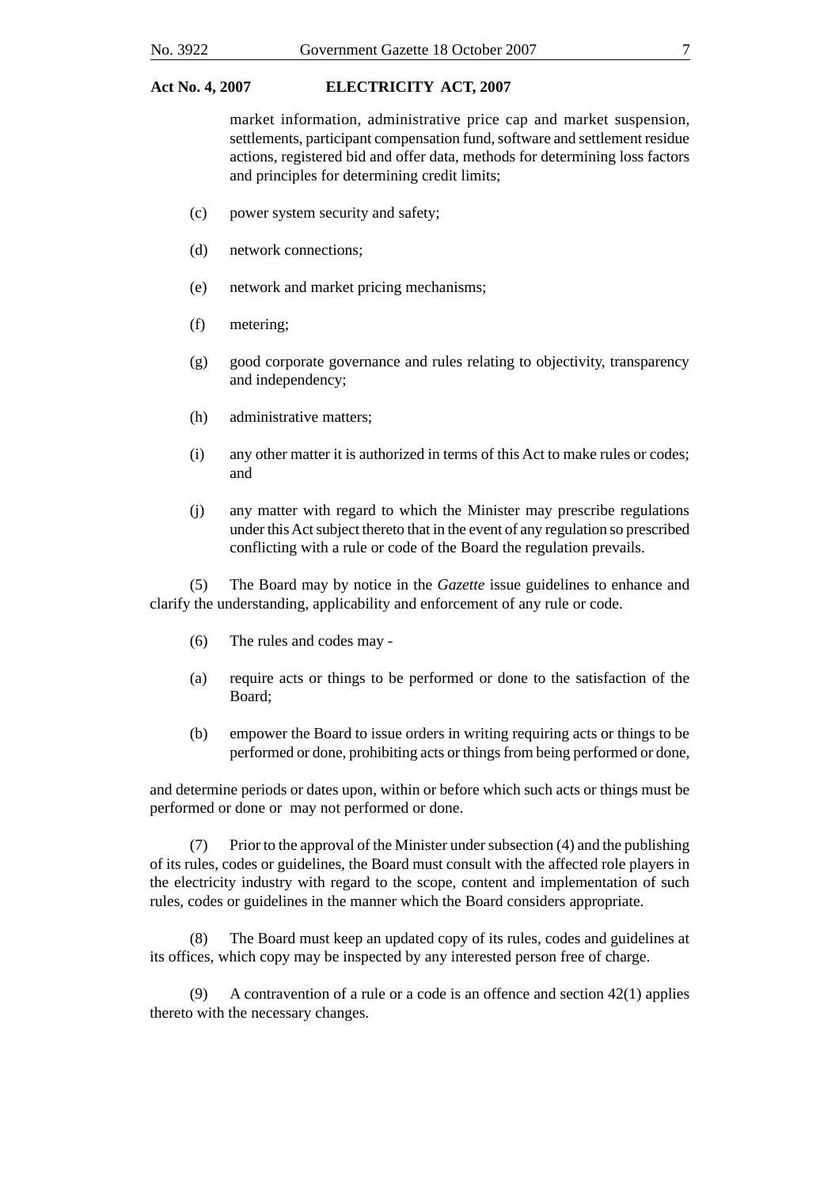market information, administrative price cap and market suspension, settlements, participant compensation fund, software and settlement residue actions, registered bid and offer data, methods for determining loss factors and principles for determining credit limits;

(c) power system security and safety;

(d) network connections;

(e) network and market pricing mechanisms;

(f) metering;

(g) good corporate governance and rules relating to objectivity, transparency and independency;

(h) administrative matters;

(i) any other matter it is authorized in terms of this Act to make rules or codes; and

(j) any matter with regard to which the Minister may prescribe regulations under this Act subject thereto that in the event of any regulation so prescribed conflicting with a rule or code of the Board the regulation prevails.

(5) The Board may by notice in the *Gazette* issue guidelines to enhance and clarify the understanding, applicability and enforcement of any rule or code.

(6) The rules and codes may -

(a) require acts or things to be performed or done to the satisfaction of the Board;

(b) empower the Board to issue orders in writing requiring acts or things to be performed or done, prohibiting acts or things from being performed or done,

and determine periods or dates upon, within or before which such acts or things must be performed or done or may not performed or done.

(7) Prior to the approval of the Minister under subsection (4) and the publishing of its rules, codes or guidelines, the Board must consult with the affected role players in the electricity industry with regard to the scope, content and implementation of such rules, codes or guidelines in the manner which the Board considers appropriate.

(8) The Board must keep an updated copy of its rules, codes and guidelines at its offices, which copy may be inspected by any interested person free of charge.

(9) A contravention of a rule or a code is an offence and section 42(1) applies thereto with the necessary changes.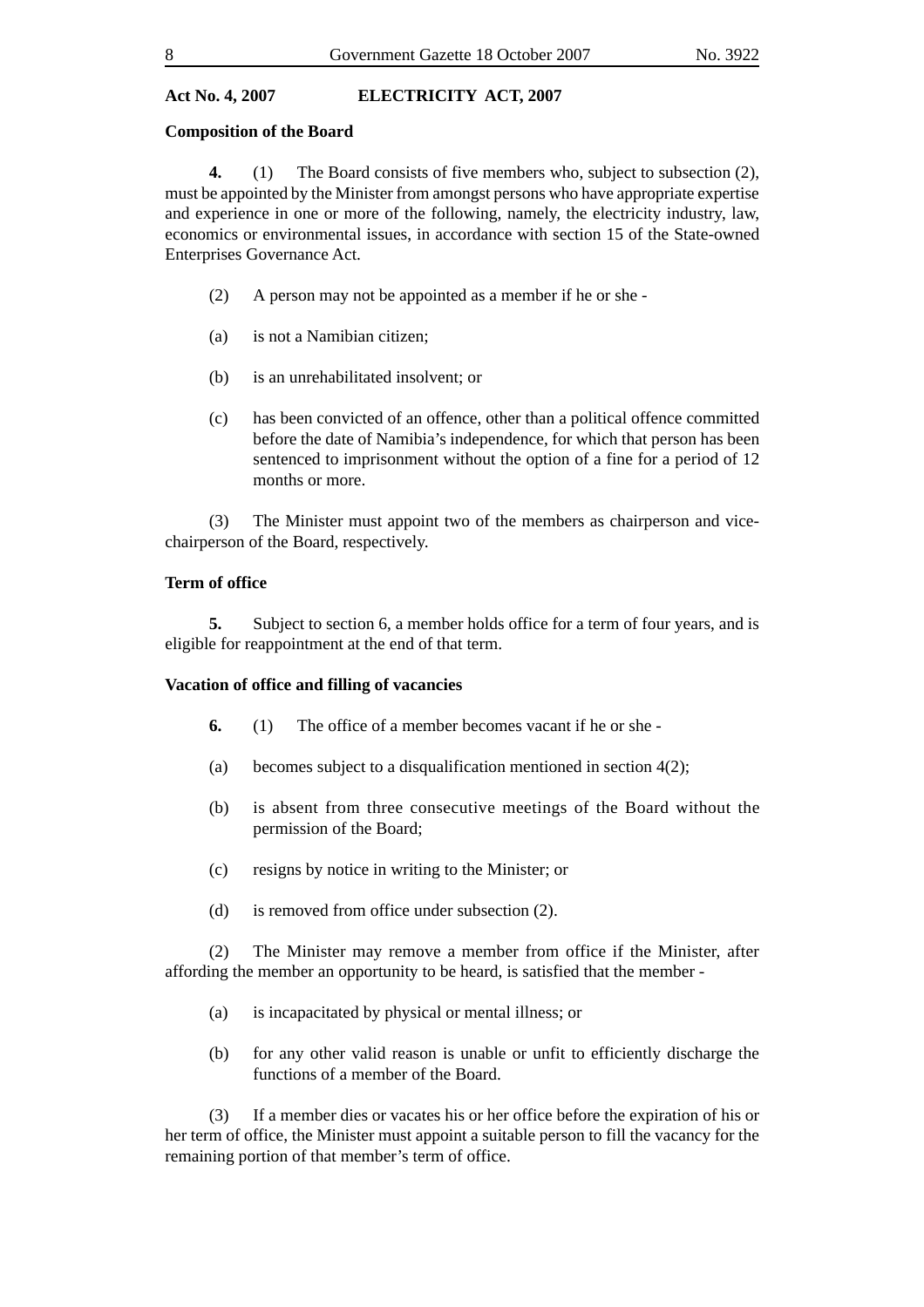**Act No. 4, 2007 ELECTRICITY ACT, 2007**

**Composition of the Board**

**4.** (1) The Board consists of five members who, subject to subsection (2), must be appointed by the Minister from amongst persons who have appropriate expertise and experience in one or more of the following, namely, the electricity industry, law, economics or environmental issues, in accordance with section 15 of the State-owned Enterprises Governance Act.

(2) A person may not be appointed as a member if he or she -

(a) is not a Namibian citizen;

(b) is an unrehabilitated insolvent; or

(c) has been convicted of an offence, other than a political offence committed before the date of Namibia's independence, for which that person has been sentenced to imprisonment without the option of a fine for a period of 12 months or more.

(3) The Minister must appoint two of the members as chairperson and vice-chairperson of the Board, respectively.

**Term of office**

**5.** Subject to section 6, a member holds office for a term of four years, and is eligible for reappointment at the end of that term.

**Vacation of office and filling of vacancies**

**6.** (1) The office of a member becomes vacant if he or she -

(a) becomes subject to a disqualification mentioned in section 4(2);

(b) is absent from three consecutive meetings of the Board without the permission of the Board;

(c) resigns by notice in writing to the Minister; or

(d) is removed from office under subsection (2).

(2) The Minister may remove a member from office if the Minister, after affording the member an opportunity to be heard, is satisfied that the member -

(a) is incapacitated by physical or mental illness; or

(b) for any other valid reason is unable or unfit to efficiently discharge the functions of a member of the Board.

(3) If a member dies or vacates his or her office before the expiration of his or her term of office, the Minister must appoint a suitable person to fill the vacancy for the remaining portion of that member's term of office.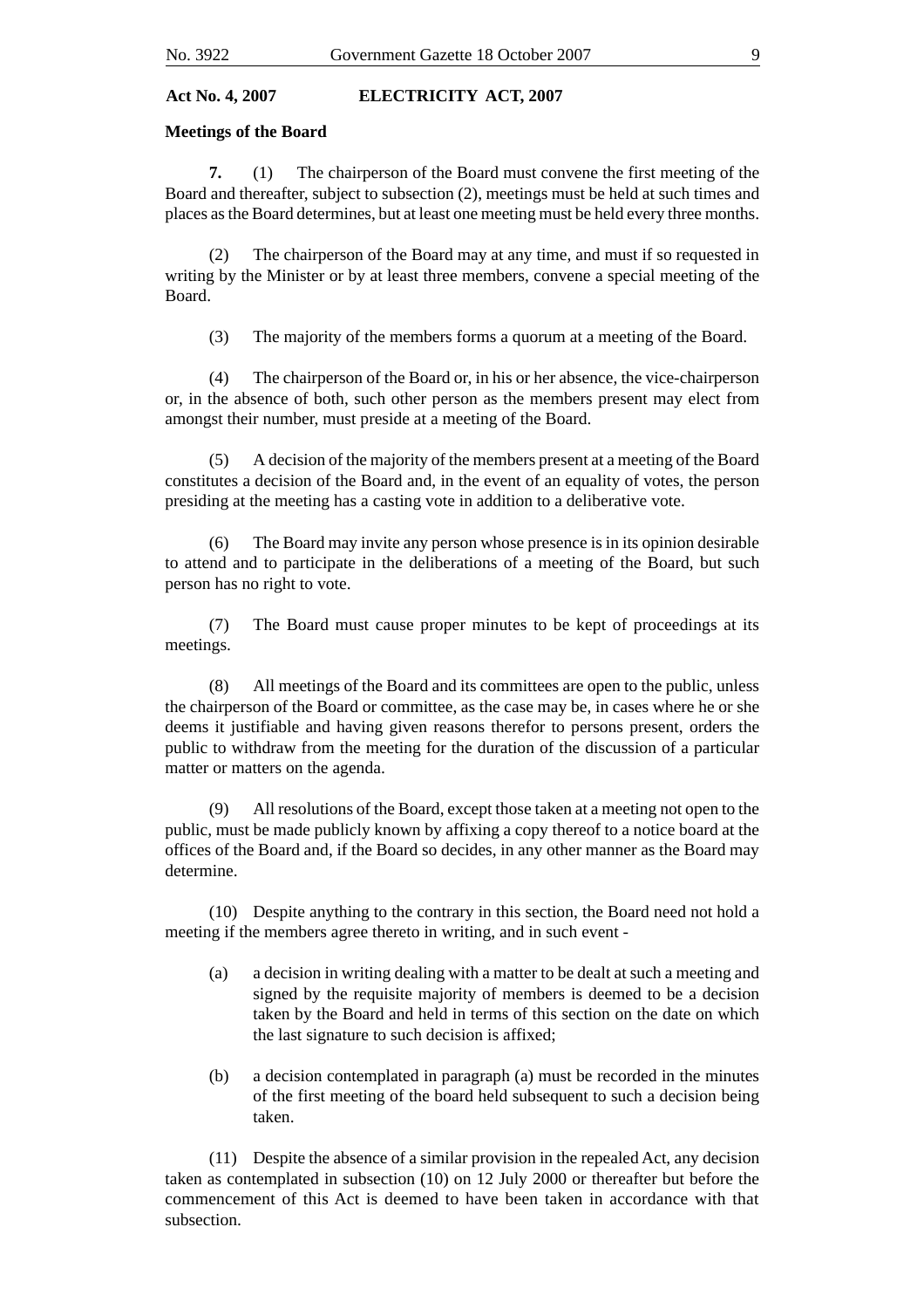**Meetings of the Board**

**7.** (1) The chairperson of the Board must convene the first meeting of the Board and thereafter, subject to subsection (2), meetings must be held at such times and places as the Board determines, but at least one meeting must be held every three months.

(2) The chairperson of the Board may at any time, and must if so requested in writing by the Minister or by at least three members, convene a special meeting of the Board.

(3) The majority of the members forms a quorum at a meeting of the Board.

(4) The chairperson of the Board or, in his or her absence, the vice-chairperson or, in the absence of both, such other person as the members present may elect from amongst their number, must preside at a meeting of the Board.

(5) A decision of the majority of the members present at a meeting of the Board constitutes a decision of the Board and, in the event of an equality of votes, the person presiding at the meeting has a casting vote in addition to a deliberative vote.

(6) The Board may invite any person whose presence is in its opinion desirable to attend and to participate in the deliberations of a meeting of the Board, but such person has no right to vote.

(7) The Board must cause proper minutes to be kept of proceedings at its meetings.

(8) All meetings of the Board and its committees are open to the public, unless the chairperson of the Board or committee, as the case may be, in cases where he or she deems it justifiable and having given reasons therefor to persons present, orders the public to withdraw from the meeting for the duration of the discussion of a particular matter or matters on the agenda.

(9) All resolutions of the Board, except those taken at a meeting not open to the public, must be made publicly known by affixing a copy thereof to a notice board at the offices of the Board and, if the Board so decides, in any other manner as the Board may determine.

(10) Despite anything to the contrary in this section, the Board need not hold a meeting if the members agree thereto in writing, and in such event -

(a) a decision in writing dealing with a matter to be dealt at such a meeting and signed by the requisite majority of members is deemed to be a decision taken by the Board and held in terms of this section on the date on which the last signature to such decision is affixed;

(b) a decision contemplated in paragraph (a) must be recorded in the minutes of the first meeting of the board held subsequent to such a decision being taken.

(11) Despite the absence of a similar provision in the repealed Act, any decision taken as contemplated in subsection (10) on 12 July 2000 or thereafter but before the commencement of this Act is deemed to have been taken in accordance with that subsection.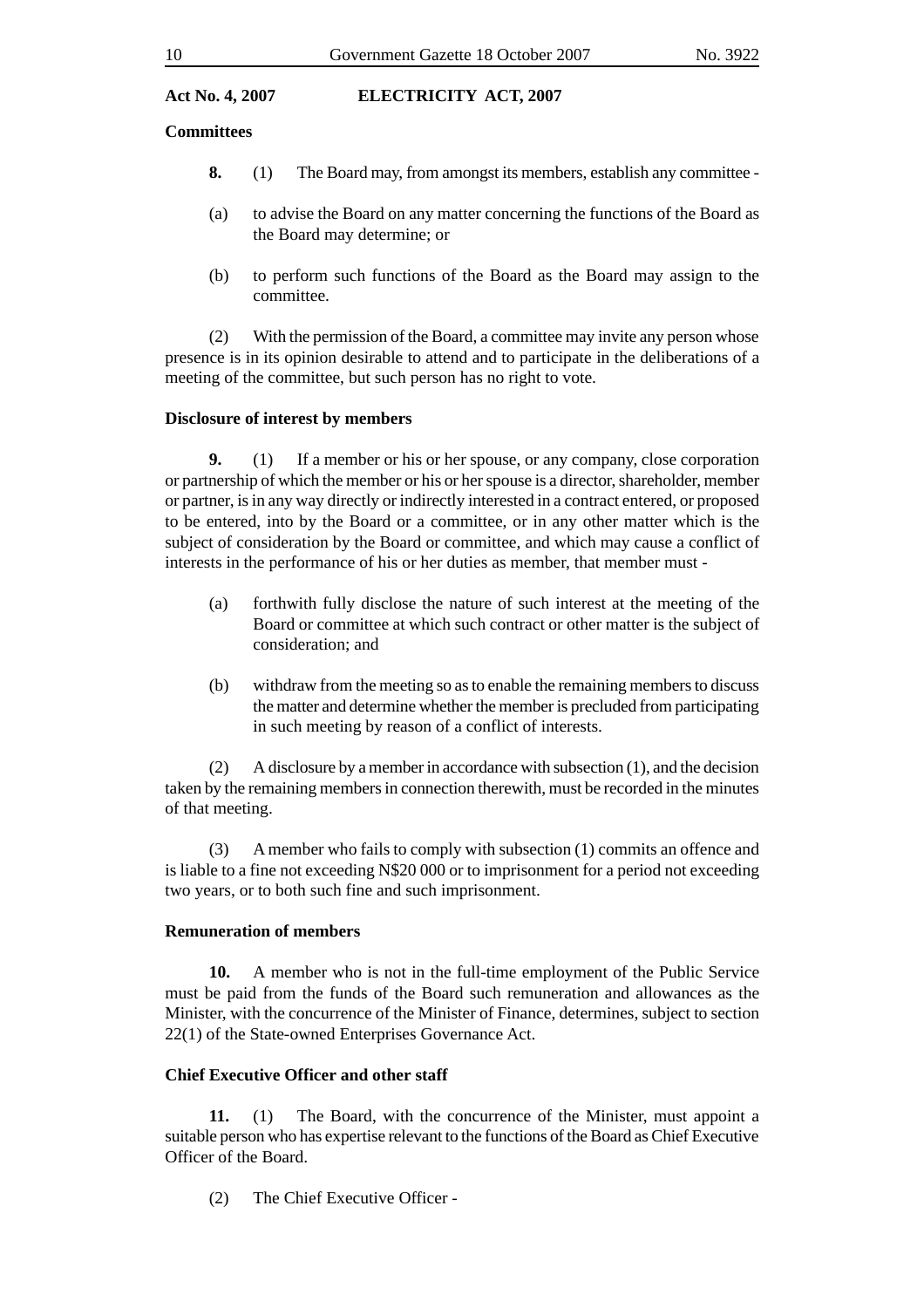**Act No. 4, 2007 ELECTRICITY ACT, 2007**

**Committees**

**8.** (1) The Board may, from amongst its members, establish any committee -

(a) to advise the Board on any matter concerning the functions of the Board as the Board may determine; or

(b) to perform such functions of the Board as the Board may assign to the committee.

(2) With the permission of the Board, a committee may invite any person whose presence is in its opinion desirable to attend and to participate in the deliberations of a meeting of the committee, but such person has no right to vote.

**Disclosure of interest by members**

**9.** (1) If a member or his or her spouse, or any company, close corporation or partnership of which the member or his or her spouse is a director, shareholder, member or partner, is in any way directly or indirectly interested in a contract entered, or proposed to be entered, into by the Board or a committee, or in any other matter which is the subject of consideration by the Board or committee, and which may cause a conflict of interests in the performance of his or her duties as member, that member must -

(a) forthwith fully disclose the nature of such interest at the meeting of the Board or committee at which such contract or other matter is the subject of consideration; and

(b) withdraw from the meeting so as to enable the remaining members to discuss the matter and determine whether the member is precluded from participating in such meeting by reason of a conflict of interests.

(2) A disclosure by a member in accordance with subsection (1), and the decision taken by the remaining members in connection therewith, must be recorded in the minutes of that meeting.

(3) A member who fails to comply with subsection (1) commits an offence and is liable to a fine not exceeding N$20 000 or to imprisonment for a period not exceeding two years, or to both such fine and such imprisonment.

**Remuneration of members**

**10.** A member who is not in the full-time employment of the Public Service must be paid from the funds of the Board such remuneration and allowances as the Minister, with the concurrence of the Minister of Finance, determines, subject to section 22(1) of the State-owned Enterprises Governance Act.

**Chief Executive Officer and other staff**

**11.** (1) The Board, with the concurrence of the Minister, must appoint a suitable person who has expertise relevant to the functions of the Board as Chief Executive Officer of the Board.

(2) The Chief Executive Officer -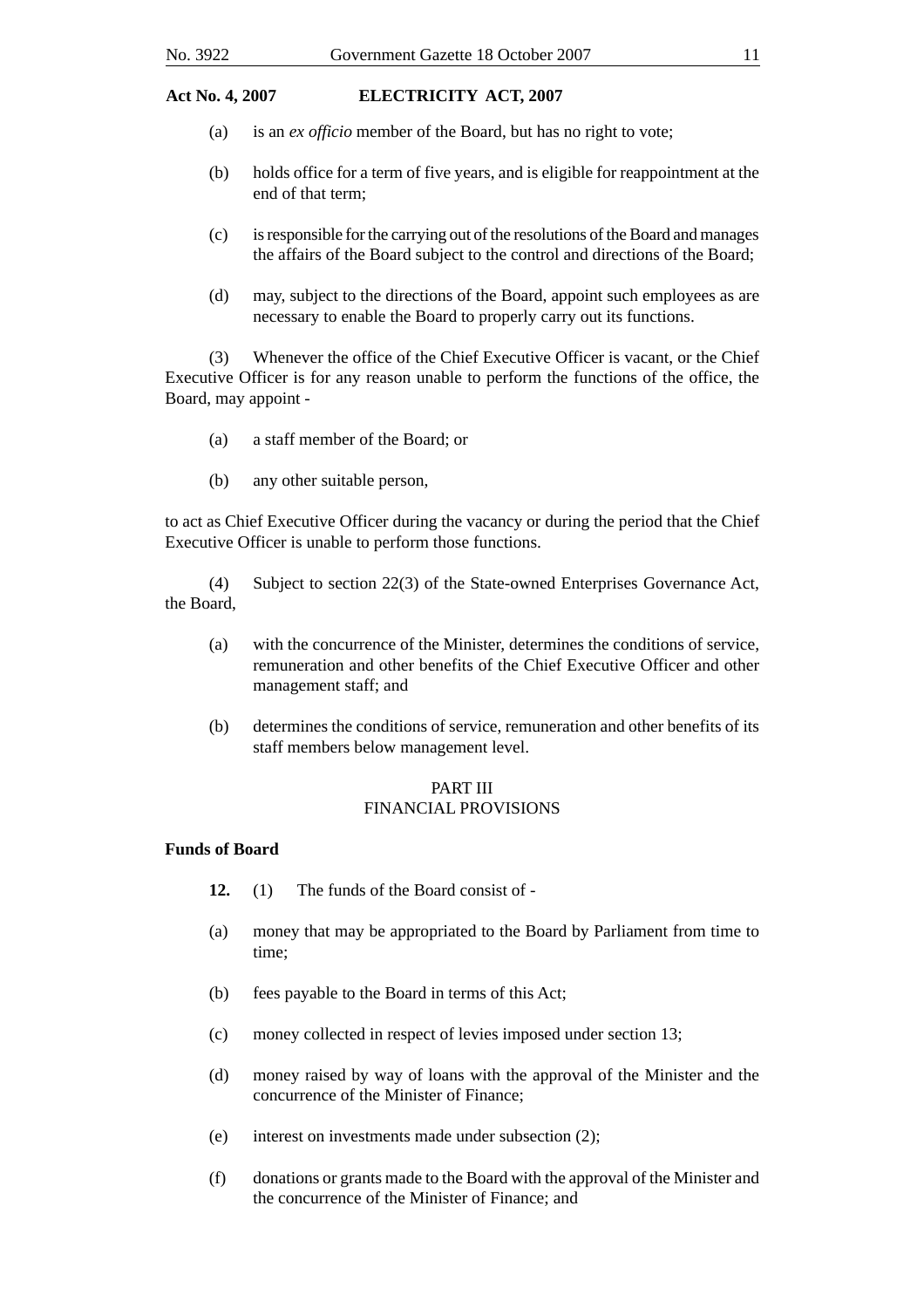(a) is an *ex officio* member of the Board, but has no right to vote;

(b) holds office for a term of five years, and is eligible for reappointment at the end of that term;

(c) is responsible for the carrying out of the resolutions of the Board and manages the affairs of the Board subject to the control and directions of the Board;

(d) may, subject to the directions of the Board, appoint such employees as are necessary to enable the Board to properly carry out its functions.

(3) Whenever the office of the Chief Executive Officer is vacant, or the Chief Executive Officer is for any reason unable to perform the functions of the office, the Board, may appoint -

(a) a staff member of the Board; or

(b) any other suitable person,

to act as Chief Executive Officer during the vacancy or during the period that the Chief Executive Officer is unable to perform those functions.

(4) Subject to section 22(3) of the State-owned Enterprises Governance Act, the Board,

(a) with the concurrence of the Minister, determines the conditions of service, remuneration and other benefits of the Chief Executive Officer and other management staff; and

(b) determines the conditions of service, remuneration and other benefits of its staff members below management level.

## PART III
## FINANCIAL PROVISIONS

**Funds of Board**

**12.** (1) The funds of the Board consist of -

(a) money that may be appropriated to the Board by Parliament from time to time;

(b) fees payable to the Board in terms of this Act;

(c) money collected in respect of levies imposed under section 13;

(d) money raised by way of loans with the approval of the Minister and the concurrence of the Minister of Finance;

(e) interest on investments made under subsection (2);

(f) donations or grants made to the Board with the approval of the Minister and the concurrence of the Minister of Finance; and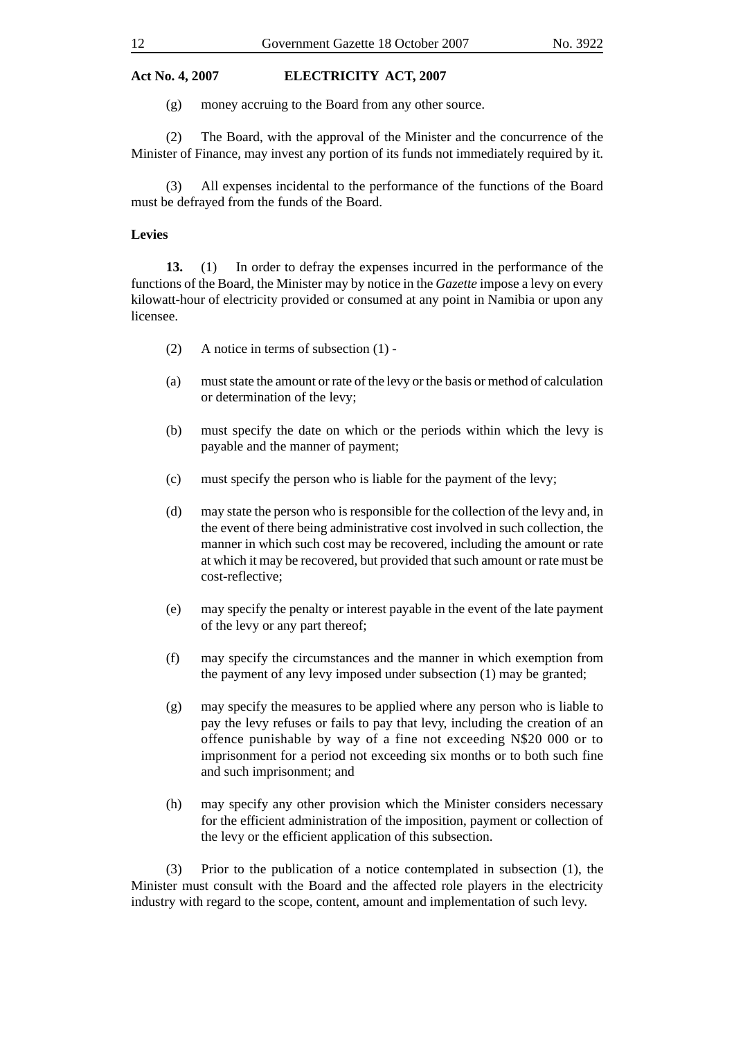(g) money accruing to the Board from any other source.

(2) The Board, with the approval of the Minister and the concurrence of the Minister of Finance, may invest any portion of its funds not immediately required by it.

(3) All expenses incidental to the performance of the functions of the Board must be defrayed from the funds of the Board.

**Levies**

**13.** (1) In order to defray the expenses incurred in the performance of the functions of the Board, the Minister may by notice in the *Gazette* impose a levy on every kilowatt-hour of electricity provided or consumed at any point in Namibia or upon any licensee.

(2) A notice in terms of subsection (1) -

(a) must state the amount or rate of the levy or the basis or method of calculation or determination of the levy;

(b) must specify the date on which or the periods within which the levy is payable and the manner of payment;

(c) must specify the person who is liable for the payment of the levy;

(d) may state the person who is responsible for the collection of the levy and, in the event of there being administrative cost involved in such collection, the manner in which such cost may be recovered, including the amount or rate at which it may be recovered, but provided that such amount or rate must be cost-reflective;

(e) may specify the penalty or interest payable in the event of the late payment of the levy or any part thereof;

(f) may specify the circumstances and the manner in which exemption from the payment of any levy imposed under subsection (1) may be granted;

(g) may specify the measures to be applied where any person who is liable to pay the levy refuses or fails to pay that levy, including the creation of an offence punishable by way of a fine not exceeding N$20 000 or to imprisonment for a period not exceeding six months or to both such fine and such imprisonment; and

(h) may specify any other provision which the Minister considers necessary for the efficient administration of the imposition, payment or collection of the levy or the efficient application of this subsection.

(3) Prior to the publication of a notice contemplated in subsection (1), the Minister must consult with the Board and the affected role players in the electricity industry with regard to the scope, content, amount and implementation of such levy.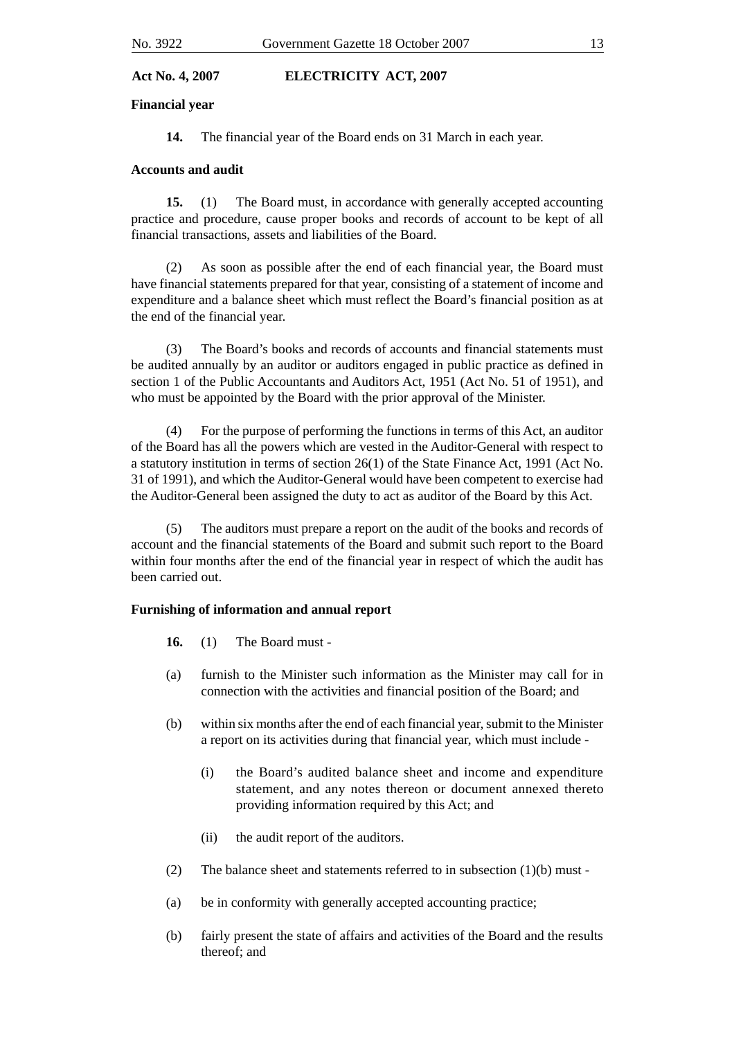**Financial year**

**14.** The financial year of the Board ends on 31 March in each year.

**Accounts and audit**

**15.** (1) The Board must, in accordance with generally accepted accounting practice and procedure, cause proper books and records of account to be kept of all financial transactions, assets and liabilities of the Board.

(2) As soon as possible after the end of each financial year, the Board must have financial statements prepared for that year, consisting of a statement of income and expenditure and a balance sheet which must reflect the Board's financial position as at the end of the financial year.

(3) The Board's books and records of accounts and financial statements must be audited annually by an auditor or auditors engaged in public practice as defined in section 1 of the Public Accountants and Auditors Act, 1951 (Act No. 51 of 1951), and who must be appointed by the Board with the prior approval of the Minister.

(4) For the purpose of performing the functions in terms of this Act, an auditor of the Board has all the powers which are vested in the Auditor-General with respect to a statutory institution in terms of section 26(1) of the State Finance Act, 1991 (Act No. 31 of 1991), and which the Auditor-General would have been competent to exercise had the Auditor-General been assigned the duty to act as auditor of the Board by this Act.

(5) The auditors must prepare a report on the audit of the books and records of account and the financial statements of the Board and submit such report to the Board within four months after the end of the financial year in respect of which the audit has been carried out.

**Furnishing of information and annual report**

**16.** (1) The Board must -

(a) furnish to the Minister such information as the Minister may call for in connection with the activities and financial position of the Board; and

(b) within six months after the end of each financial year, submit to the Minister a report on its activities during that financial year, which must include -

(i) the Board's audited balance sheet and income and expenditure statement, and any notes thereon or document annexed thereto providing information required by this Act; and

(ii) the audit report of the auditors.

(2) The balance sheet and statements referred to in subsection (1)(b) must -

(a) be in conformity with generally accepted accounting practice;

(b) fairly present the state of affairs and activities of the Board and the results thereof; and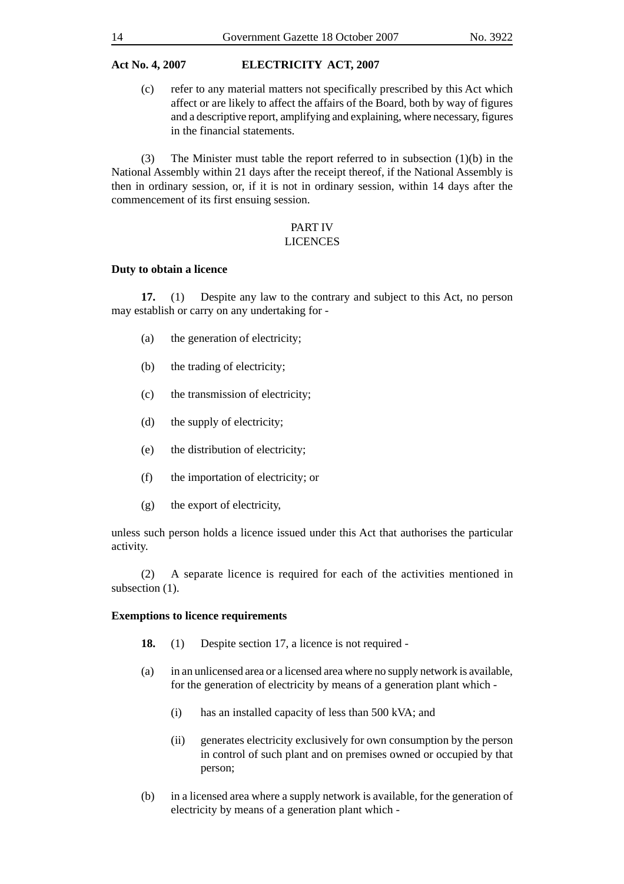(c) refer to any material matters not specifically prescribed by this Act which affect or are likely to affect the affairs of the Board, both by way of figures and a descriptive report, amplifying and explaining, where necessary, figures in the financial statements.

(3) The Minister must table the report referred to in subsection (1)(b) in the National Assembly within 21 days after the receipt thereof, if the National Assembly is then in ordinary session, or, if it is not in ordinary session, within 14 days after the commencement of its first ensuing session.

## PART IV
## LICENCES

**Duty to obtain a licence**

**17.** (1) Despite any law to the contrary and subject to this Act, no person may establish or carry on any undertaking for -

(a) the generation of electricity;

(b) the trading of electricity;

(c) the transmission of electricity;

(d) the supply of electricity;

(e) the distribution of electricity;

(f) the importation of electricity; or

(g) the export of electricity,

unless such person holds a licence issued under this Act that authorises the particular activity.

(2) A separate licence is required for each of the activities mentioned in subsection (1).

**Exemptions to licence requirements**

**18.** (1) Despite section 17, a licence is not required -

(a) in an unlicensed area or a licensed area where no supply network is available, for the generation of electricity by means of a generation plant which -

(i) has an installed capacity of less than 500 kVA; and

(ii) generates electricity exclusively for own consumption by the person in control of such plant and on premises owned or occupied by that person;

(b) in a licensed area where a supply network is available, for the generation of electricity by means of a generation plant which -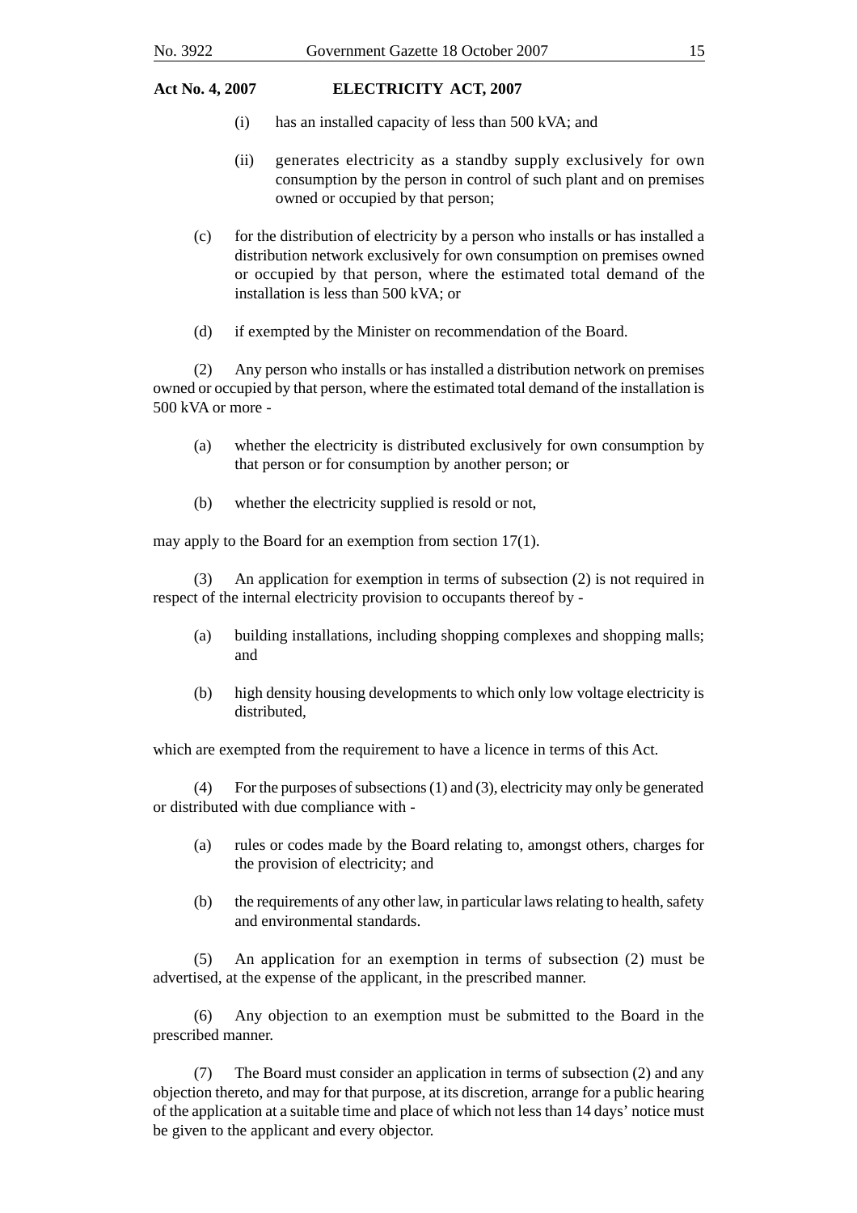(i) has an installed capacity of less than 500 kVA; and

(ii) generates electricity as a standby supply exclusively for own consumption by the person in control of such plant and on premises owned or occupied by that person;

(c) for the distribution of electricity by a person who installs or has installed a distribution network exclusively for own consumption on premises owned or occupied by that person, where the estimated total demand of the installation is less than 500 kVA; or

(d) if exempted by the Minister on recommendation of the Board.

(2) Any person who installs or has installed a distribution network on premises owned or occupied by that person, where the estimated total demand of the installation is 500 kVA or more -

(a) whether the electricity is distributed exclusively for own consumption by that person or for consumption by another person; or

(b) whether the electricity supplied is resold or not,

may apply to the Board for an exemption from section 17(1).

(3) An application for exemption in terms of subsection (2) is not required in respect of the internal electricity provision to occupants thereof by -

(a) building installations, including shopping complexes and shopping malls; and

(b) high density housing developments to which only low voltage electricity is distributed,

which are exempted from the requirement to have a licence in terms of this Act.

(4) For the purposes of subsections (1) and (3), electricity may only be generated or distributed with due compliance with -

(a) rules or codes made by the Board relating to, amongst others, charges for the provision of electricity; and

(b) the requirements of any other law, in particular laws relating to health, safety and environmental standards.

(5) An application for an exemption in terms of subsection (2) must be advertised, at the expense of the applicant, in the prescribed manner.

(6) Any objection to an exemption must be submitted to the Board in the prescribed manner.

(7) The Board must consider an application in terms of subsection (2) and any objection thereto, and may for that purpose, at its discretion, arrange for a public hearing of the application at a suitable time and place of which not less than 14 days' notice must be given to the applicant and every objector.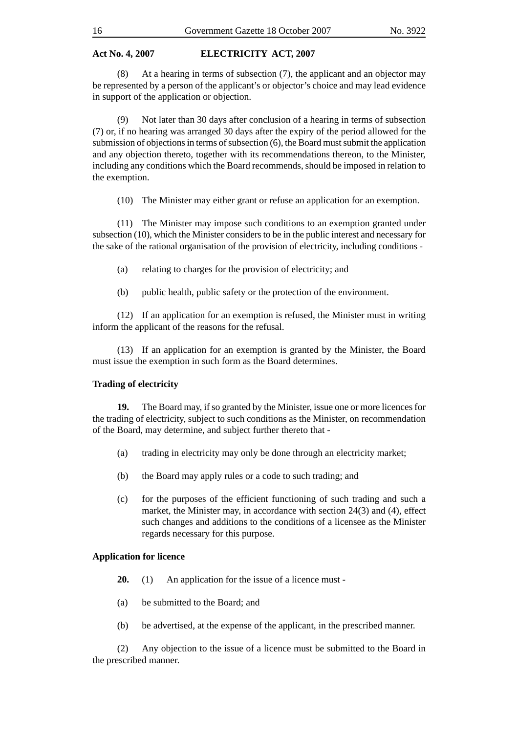(8) At a hearing in terms of subsection (7), the applicant and an objector may be represented by a person of the applicant's or objector's choice and may lead evidence in support of the application or objection.

(9) Not later than 30 days after conclusion of a hearing in terms of subsection (7) or, if no hearing was arranged 30 days after the expiry of the period allowed for the submission of objections in terms of subsection (6), the Board must submit the application and any objection thereto, together with its recommendations thereon, to the Minister, including any conditions which the Board recommends, should be imposed in relation to the exemption.

(10) The Minister may either grant or refuse an application for an exemption.

(11) The Minister may impose such conditions to an exemption granted under subsection (10), which the Minister considers to be in the public interest and necessary for the sake of the rational organisation of the provision of electricity, including conditions -

(a) relating to charges for the provision of electricity; and

(b) public health, public safety or the protection of the environment.

(12) If an application for an exemption is refused, the Minister must in writing inform the applicant of the reasons for the refusal.

(13) If an application for an exemption is granted by the Minister, the Board must issue the exemption in such form as the Board determines.

**Trading of electricity**

**19.** The Board may, if so granted by the Minister, issue one or more licences for the trading of electricity, subject to such conditions as the Minister, on recommendation of the Board, may determine, and subject further thereto that -

(a) trading in electricity may only be done through an electricity market;

(b) the Board may apply rules or a code to such trading; and

(c) for the purposes of the efficient functioning of such trading and such a market, the Minister may, in accordance with section 24(3) and (4), effect such changes and additions to the conditions of a licensee as the Minister regards necessary for this purpose.

**Application for licence**

**20.** (1) An application for the issue of a licence must -

(a) be submitted to the Board; and

(b) be advertised, at the expense of the applicant, in the prescribed manner.

(2) Any objection to the issue of a licence must be submitted to the Board in the prescribed manner.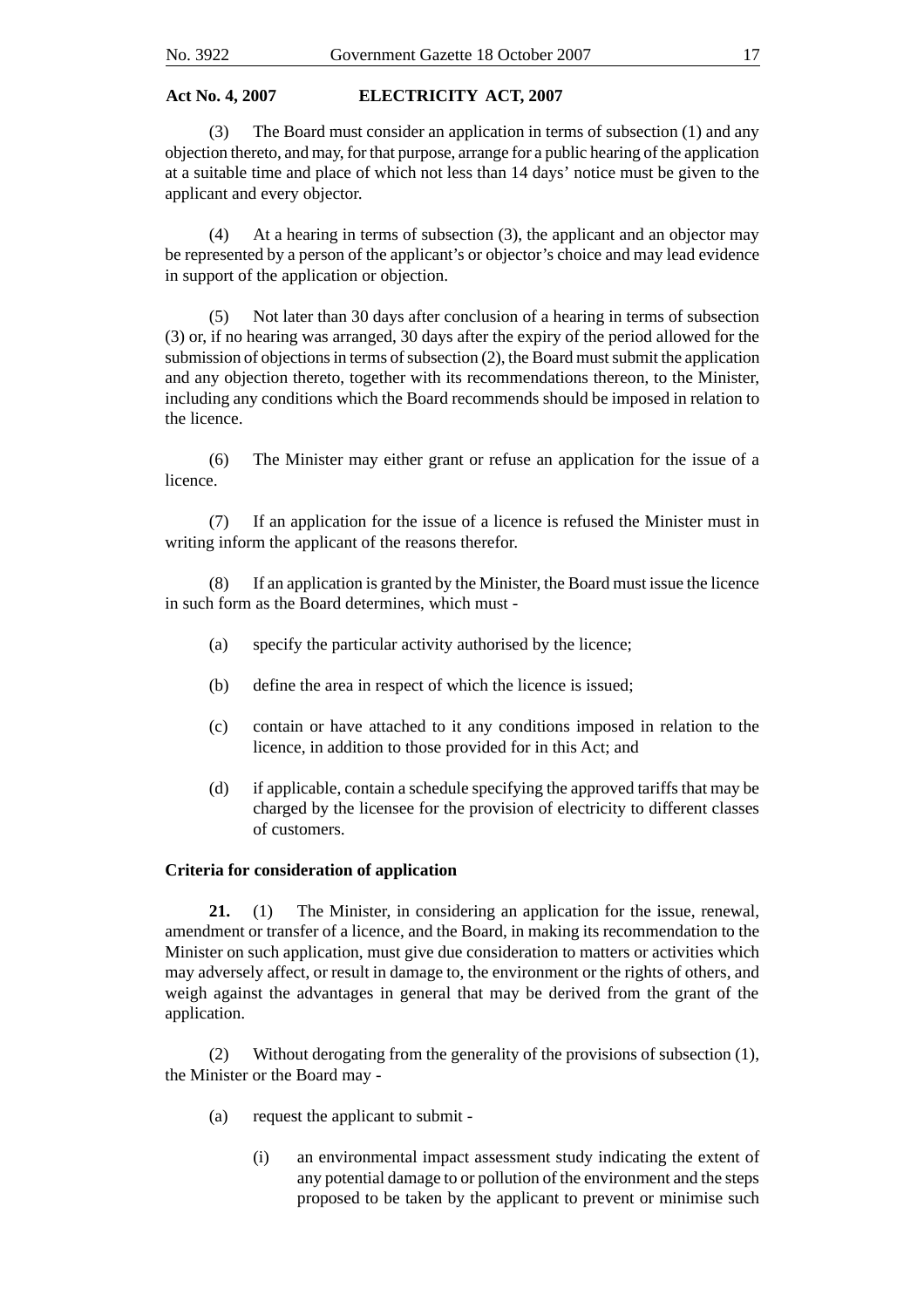(3) The Board must consider an application in terms of subsection (1) and any objection thereto, and may, for that purpose, arrange for a public hearing of the application at a suitable time and place of which not less than 14 days' notice must be given to the applicant and every objector.

(4) At a hearing in terms of subsection (3), the applicant and an objector may be represented by a person of the applicant's or objector's choice and may lead evidence in support of the application or objection.

(5) Not later than 30 days after conclusion of a hearing in terms of subsection (3) or, if no hearing was arranged, 30 days after the expiry of the period allowed for the submission of objections in terms of subsection (2), the Board must submit the application and any objection thereto, together with its recommendations thereon, to the Minister, including any conditions which the Board recommends should be imposed in relation to the licence.

(6) The Minister may either grant or refuse an application for the issue of a licence.

(7) If an application for the issue of a licence is refused the Minister must in writing inform the applicant of the reasons therefor.

(8) If an application is granted by the Minister, the Board must issue the licence in such form as the Board determines, which must -

(a) specify the particular activity authorised by the licence;

(b) define the area in respect of which the licence is issued;

(c) contain or have attached to it any conditions imposed in relation to the licence, in addition to those provided for in this Act; and

(d) if applicable, contain a schedule specifying the approved tariffs that may be charged by the licensee for the provision of electricity to different classes of customers.

**Criteria for consideration of application**

**21.** (1) The Minister, in considering an application for the issue, renewal, amendment or transfer of a licence, and the Board, in making its recommendation to the Minister on such application, must give due consideration to matters or activities which may adversely affect, or result in damage to, the environment or the rights of others, and weigh against the advantages in general that may be derived from the grant of the application.

(2) Without derogating from the generality of the provisions of subsection (1), the Minister or the Board may -

(a) request the applicant to submit -

(i) an environmental impact assessment study indicating the extent of any potential damage to or pollution of the environment and the steps proposed to be taken by the applicant to prevent or minimise such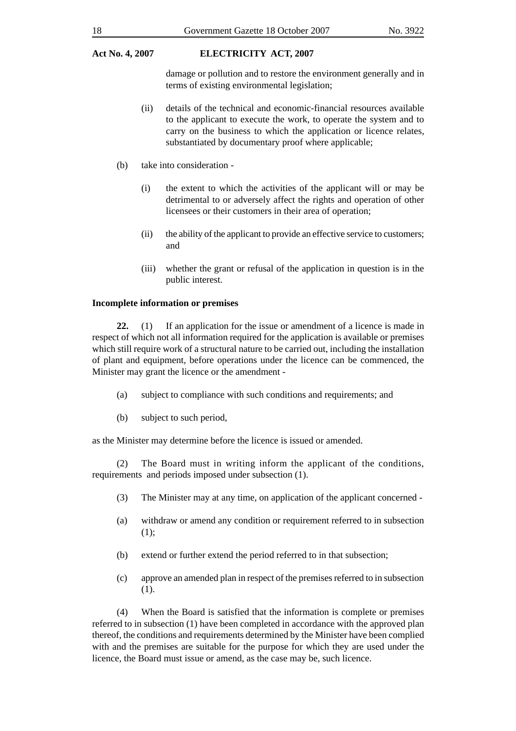damage or pollution and to restore the environment generally and in terms of existing environmental legislation;

(ii) details of the technical and economic-financial resources available to the applicant to execute the work, to operate the system and to carry on the business to which the application or licence relates, substantiated by documentary proof where applicable;

(b) take into consideration -

(i) the extent to which the activities of the applicant will or may be detrimental to or adversely affect the rights and operation of other licensees or their customers in their area of operation;

(ii) the ability of the applicant to provide an effective service to customers; and

(iii) whether the grant or refusal of the application in question is in the public interest.

**Incomplete information or premises**

**22.** (1) If an application for the issue or amendment of a licence is made in respect of which not all information required for the application is available or premises which still require work of a structural nature to be carried out, including the installation of plant and equipment, before operations under the licence can be commenced, the Minister may grant the licence or the amendment -

(a) subject to compliance with such conditions and requirements; and

(b) subject to such period,

as the Minister may determine before the licence is issued or amended.

(2) The Board must in writing inform the applicant of the conditions, requirements and periods imposed under subsection (1).

(3) The Minister may at any time, on application of the applicant concerned -

(a) withdraw or amend any condition or requirement referred to in subsection (1);

(b) extend or further extend the period referred to in that subsection;

(c) approve an amended plan in respect of the premises referred to in subsection (1).

(4) When the Board is satisfied that the information is complete or premises referred to in subsection (1) have been completed in accordance with the approved plan thereof, the conditions and requirements determined by the Minister have been complied with and the premises are suitable for the purpose for which they are used under the licence, the Board must issue or amend, as the case may be, such licence.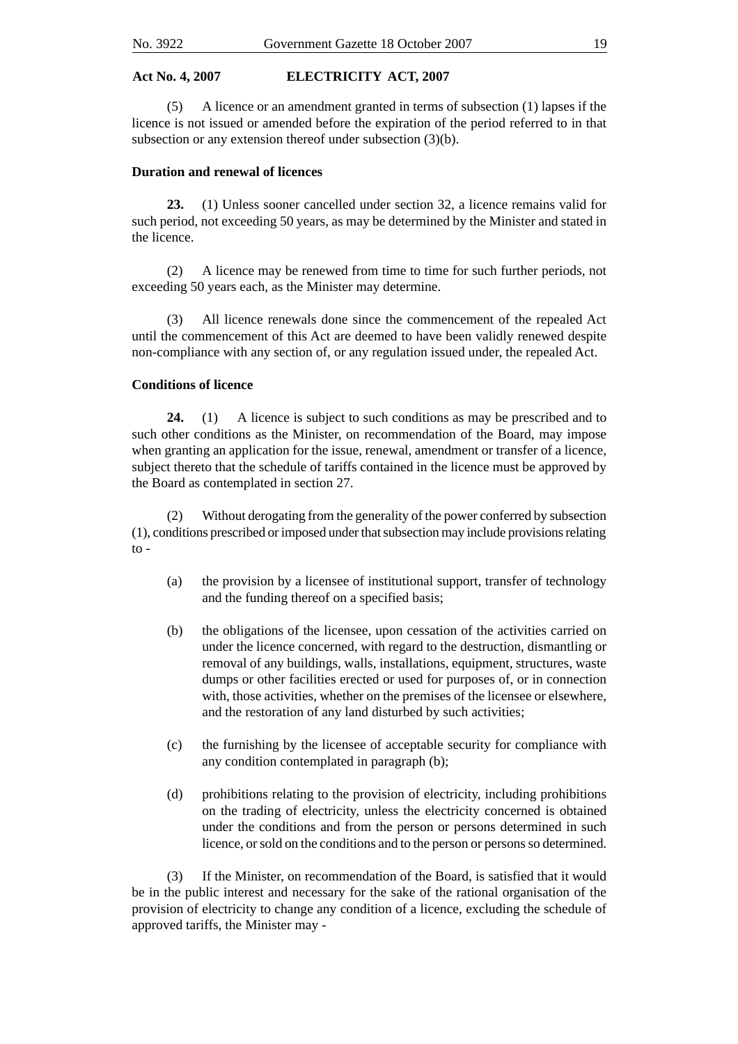(5) A licence or an amendment granted in terms of subsection (1) lapses if the licence is not issued or amended before the expiration of the period referred to in that subsection or any extension thereof under subsection (3)(b).

**Duration and renewal of licences**

**23.** (1) Unless sooner cancelled under section 32, a licence remains valid for such period, not exceeding 50 years, as may be determined by the Minister and stated in the licence.

(2) A licence may be renewed from time to time for such further periods, not exceeding 50 years each, as the Minister may determine.

(3) All licence renewals done since the commencement of the repealed Act until the commencement of this Act are deemed to have been validly renewed despite non-compliance with any section of, or any regulation issued under, the repealed Act.

**Conditions of licence**

**24.** (1) A licence is subject to such conditions as may be prescribed and to such other conditions as the Minister, on recommendation of the Board, may impose when granting an application for the issue, renewal, amendment or transfer of a licence, subject thereto that the schedule of tariffs contained in the licence must be approved by the Board as contemplated in section 27.

(2) Without derogating from the generality of the power conferred by subsection (1), conditions prescribed or imposed under that subsection may include provisions relating to -

(a) the provision by a licensee of institutional support, transfer of technology and the funding thereof on a specified basis;

(b) the obligations of the licensee, upon cessation of the activities carried on under the licence concerned, with regard to the destruction, dismantling or removal of any buildings, walls, installations, equipment, structures, waste dumps or other facilities erected or used for purposes of, or in connection with, those activities, whether on the premises of the licensee or elsewhere, and the restoration of any land disturbed by such activities;

(c) the furnishing by the licensee of acceptable security for compliance with any condition contemplated in paragraph (b);

(d) prohibitions relating to the provision of electricity, including prohibitions on the trading of electricity, unless the electricity concerned is obtained under the conditions and from the person or persons determined in such licence, or sold on the conditions and to the person or persons so determined.

(3) If the Minister, on recommendation of the Board, is satisfied that it would be in the public interest and necessary for the sake of the rational organisation of the provision of electricity to change any condition of a licence, excluding the schedule of approved tariffs, the Minister may -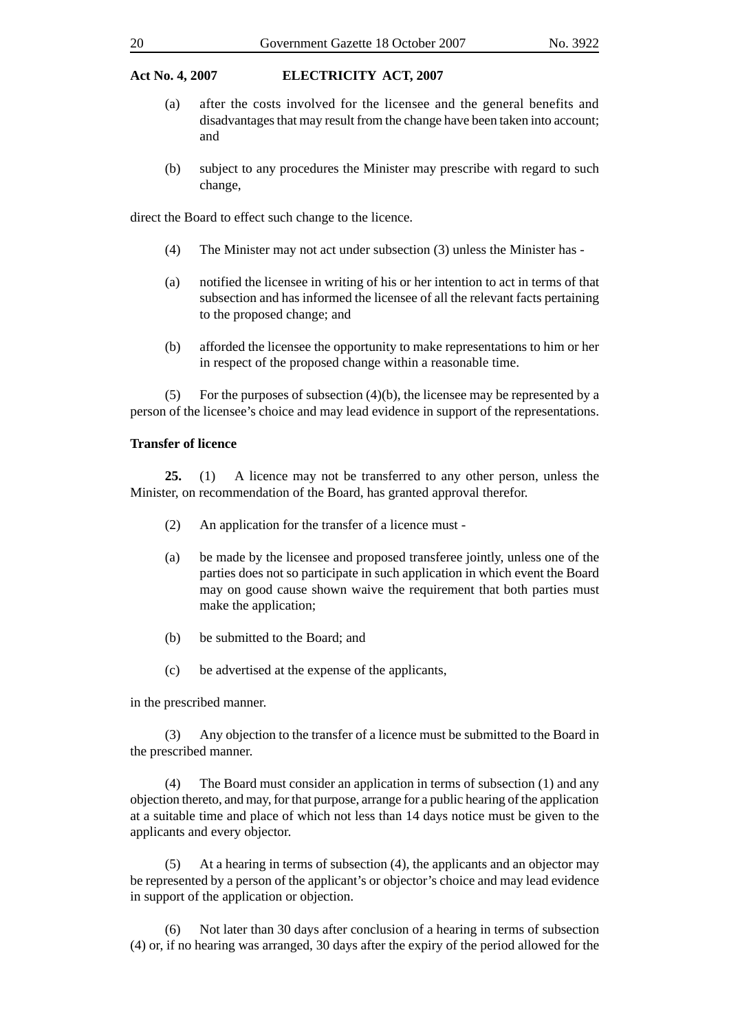(a) after the costs involved for the licensee and the general benefits and disadvantages that may result from the change have been taken into account; and

(b) subject to any procedures the Minister may prescribe with regard to such change,

direct the Board to effect such change to the licence.

(4) The Minister may not act under subsection (3) unless the Minister has -

(a) notified the licensee in writing of his or her intention to act in terms of that subsection and has informed the licensee of all the relevant facts pertaining to the proposed change; and

(b) afforded the licensee the opportunity to make representations to him or her in respect of the proposed change within a reasonable time.

(5) For the purposes of subsection (4)(b), the licensee may be represented by a person of the licensee's choice and may lead evidence in support of the representations.

**Transfer of licence**

**25.** (1) A licence may not be transferred to any other person, unless the Minister, on recommendation of the Board, has granted approval therefor.

(2) An application for the transfer of a licence must -

(a) be made by the licensee and proposed transferee jointly, unless one of the parties does not so participate in such application in which event the Board may on good cause shown waive the requirement that both parties must make the application;

(b) be submitted to the Board; and

(c) be advertised at the expense of the applicants,

in the prescribed manner.

(3) Any objection to the transfer of a licence must be submitted to the Board in the prescribed manner.

(4) The Board must consider an application in terms of subsection (1) and any objection thereto, and may, for that purpose, arrange for a public hearing of the application at a suitable time and place of which not less than 14 days notice must be given to the applicants and every objector.

(5) At a hearing in terms of subsection (4), the applicants and an objector may be represented by a person of the applicant's or objector's choice and may lead evidence in support of the application or objection.

(6) Not later than 30 days after conclusion of a hearing in terms of subsection (4) or, if no hearing was arranged, 30 days after the expiry of the period allowed for the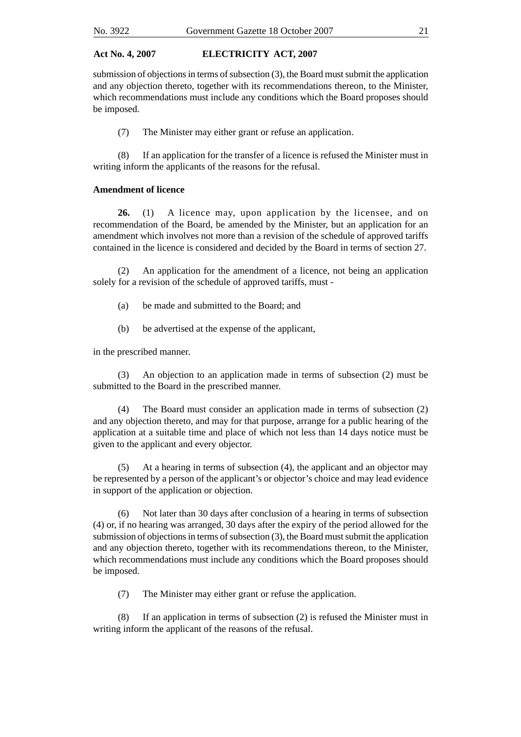submission of objections in terms of subsection (3), the Board must submit the application and any objection thereto, together with its recommendations thereon, to the Minister, which recommendations must include any conditions which the Board proposes should be imposed.

(7) The Minister may either grant or refuse an application.

(8) If an application for the transfer of a licence is refused the Minister must in writing inform the applicants of the reasons for the refusal.

**Amendment of licence**

**26.** (1) A licence may, upon application by the licensee, and on recommendation of the Board, be amended by the Minister, but an application for an amendment which involves not more than a revision of the schedule of approved tariffs contained in the licence is considered and decided by the Board in terms of section 27.

(2) An application for the amendment of a licence, not being an application solely for a revision of the schedule of approved tariffs, must -

(a) be made and submitted to the Board; and

(b) be advertised at the expense of the applicant,

in the prescribed manner.

(3) An objection to an application made in terms of subsection (2) must be submitted to the Board in the prescribed manner.

(4) The Board must consider an application made in terms of subsection (2) and any objection thereto, and may for that purpose, arrange for a public hearing of the application at a suitable time and place of which not less than 14 days notice must be given to the applicant and every objector.

(5) At a hearing in terms of subsection (4), the applicant and an objector may be represented by a person of the applicant's or objector's choice and may lead evidence in support of the application or objection.

(6) Not later than 30 days after conclusion of a hearing in terms of subsection (4) or, if no hearing was arranged, 30 days after the expiry of the period allowed for the submission of objections in terms of subsection (3), the Board must submit the application and any objection thereto, together with its recommendations thereon, to the Minister, which recommendations must include any conditions which the Board proposes should be imposed.

(7) The Minister may either grant or refuse the application.

(8) If an application in terms of subsection (2) is refused the Minister must in writing inform the applicant of the reasons of the refusal.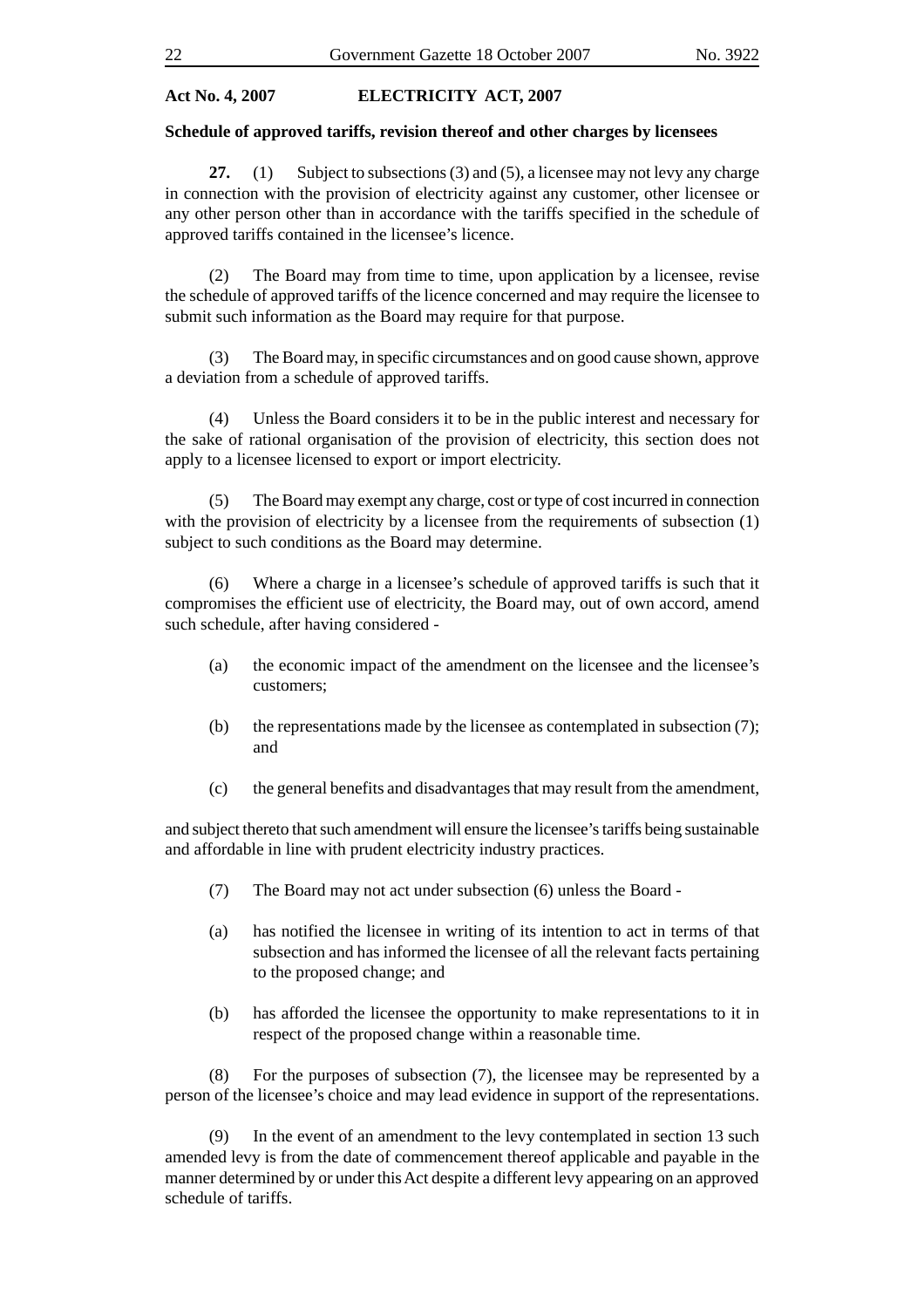**Schedule of approved tariffs, revision thereof and other charges by licensees**

**27.** (1) Subject to subsections (3) and (5), a licensee may not levy any charge in connection with the provision of electricity against any customer, other licensee or any other person other than in accordance with the tariffs specified in the schedule of approved tariffs contained in the licensee's licence.

(2) The Board may from time to time, upon application by a licensee, revise the schedule of approved tariffs of the licence concerned and may require the licensee to submit such information as the Board may require for that purpose.

(3) The Board may, in specific circumstances and on good cause shown, approve a deviation from a schedule of approved tariffs.

(4) Unless the Board considers it to be in the public interest and necessary for the sake of rational organisation of the provision of electricity, this section does not apply to a licensee licensed to export or import electricity.

(5) The Board may exempt any charge, cost or type of cost incurred in connection with the provision of electricity by a licensee from the requirements of subsection (1) subject to such conditions as the Board may determine.

(6) Where a charge in a licensee's schedule of approved tariffs is such that it compromises the efficient use of electricity, the Board may, out of own accord, amend such schedule, after having considered -

(a) the economic impact of the amendment on the licensee and the licensee's customers;

(b) the representations made by the licensee as contemplated in subsection (7); and

(c) the general benefits and disadvantages that may result from the amendment,

and subject thereto that such amendment will ensure the licensee's tariffs being sustainable and affordable in line with prudent electricity industry practices.

(7) The Board may not act under subsection (6) unless the Board -

(a) has notified the licensee in writing of its intention to act in terms of that subsection and has informed the licensee of all the relevant facts pertaining to the proposed change; and

(b) has afforded the licensee the opportunity to make representations to it in respect of the proposed change within a reasonable time.

(8) For the purposes of subsection (7), the licensee may be represented by a person of the licensee's choice and may lead evidence in support of the representations.

(9) In the event of an amendment to the levy contemplated in section 13 such amended levy is from the date of commencement thereof applicable and payable in the manner determined by or under this Act despite a different levy appearing on an approved schedule of tariffs.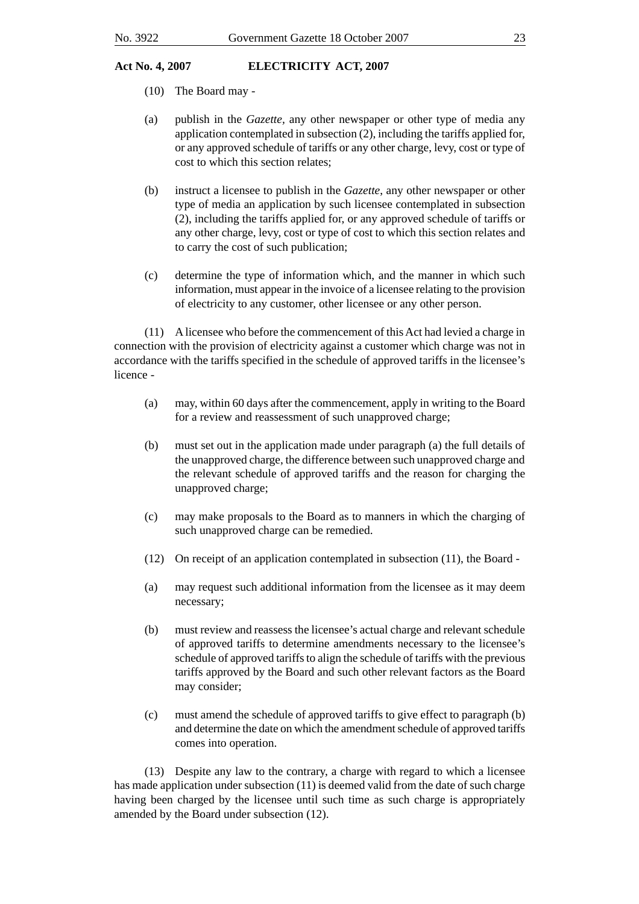(10) The Board may -

(a) publish in the *Gazette*, any other newspaper or other type of media any application contemplated in subsection (2), including the tariffs applied for, or any approved schedule of tariffs or any other charge, levy, cost or type of cost to which this section relates;

(b) instruct a licensee to publish in the *Gazette*, any other newspaper or other type of media an application by such licensee contemplated in subsection (2), including the tariffs applied for, or any approved schedule of tariffs or any other charge, levy, cost or type of cost to which this section relates and to carry the cost of such publication;

(c) determine the type of information which, and the manner in which such information, must appear in the invoice of a licensee relating to the provision of electricity to any customer, other licensee or any other person.

(11) A licensee who before the commencement of this Act had levied a charge in connection with the provision of electricity against a customer which charge was not in accordance with the tariffs specified in the schedule of approved tariffs in the licensee's licence -

(a) may, within 60 days after the commencement, apply in writing to the Board for a review and reassessment of such unapproved charge;

(b) must set out in the application made under paragraph (a) the full details of the unapproved charge, the difference between such unapproved charge and the relevant schedule of approved tariffs and the reason for charging the unapproved charge;

(c) may make proposals to the Board as to manners in which the charging of such unapproved charge can be remedied.

(12) On receipt of an application contemplated in subsection (11), the Board -

(a) may request such additional information from the licensee as it may deem necessary;

(b) must review and reassess the licensee's actual charge and relevant schedule of approved tariffs to determine amendments necessary to the licensee's schedule of approved tariffs to align the schedule of tariffs with the previous tariffs approved by the Board and such other relevant factors as the Board may consider;

(c) must amend the schedule of approved tariffs to give effect to paragraph (b) and determine the date on which the amendment schedule of approved tariffs comes into operation.

(13) Despite any law to the contrary, a charge with regard to which a licensee has made application under subsection (11) is deemed valid from the date of such charge having been charged by the licensee until such time as such charge is appropriately amended by the Board under subsection (12).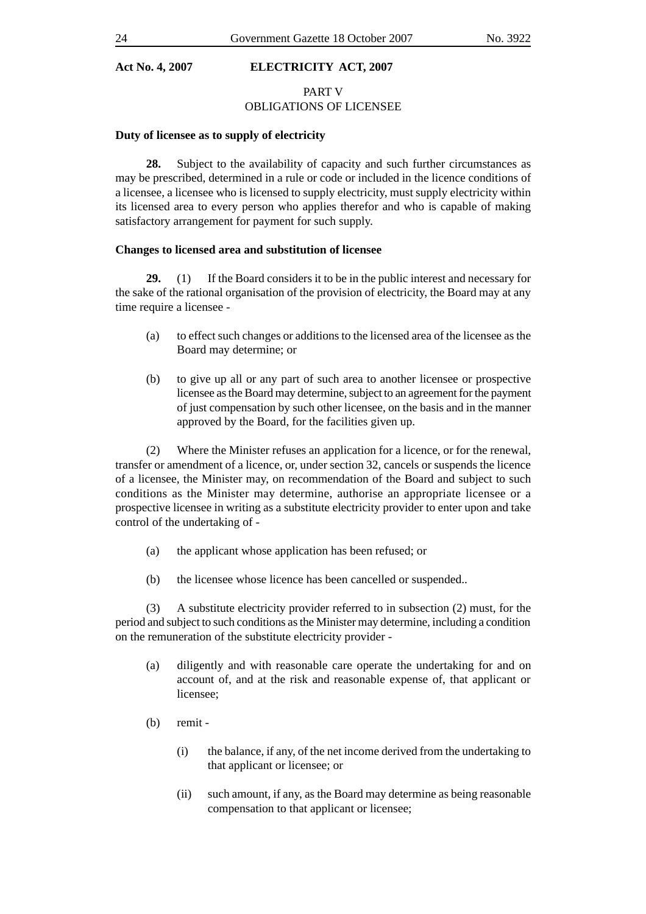**Act No. 4, 2007 ELECTRICITY ACT, 2007**

## PART V
## OBLIGATIONS OF LICENSEE

**Duty of licensee as to supply of electricity**

**28.** Subject to the availability of capacity and such further circumstances as may be prescribed, determined in a rule or code or included in the licence conditions of a licensee, a licensee who is licensed to supply electricity, must supply electricity within its licensed area to every person who applies therefor and who is capable of making satisfactory arrangement for payment for such supply.

**Changes to licensed area and substitution of licensee**

**29.** (1) If the Board considers it to be in the public interest and necessary for the sake of the rational organisation of the provision of electricity, the Board may at any time require a licensee -

(a) to effect such changes or additions to the licensed area of the licensee as the Board may determine; or

(b) to give up all or any part of such area to another licensee or prospective licensee as the Board may determine, subject to an agreement for the payment of just compensation by such other licensee, on the basis and in the manner approved by the Board, for the facilities given up.

(2) Where the Minister refuses an application for a licence, or for the renewal, transfer or amendment of a licence, or, under section 32, cancels or suspends the licence of a licensee, the Minister may, on recommendation of the Board and subject to such conditions as the Minister may determine, authorise an appropriate licensee or a prospective licensee in writing as a substitute electricity provider to enter upon and take control of the undertaking of -

(a) the applicant whose application has been refused; or

(b) the licensee whose licence has been cancelled or suspended..

(3) A substitute electricity provider referred to in subsection (2) must, for the period and subject to such conditions as the Minister may determine, including a condition on the remuneration of the substitute electricity provider -

(a) diligently and with reasonable care operate the undertaking for and on account of, and at the risk and reasonable expense of, that applicant or licensee;

(b) remit -

(i) the balance, if any, of the net income derived from the undertaking to that applicant or licensee; or

(ii) such amount, if any, as the Board may determine as being reasonable compensation to that applicant or licensee;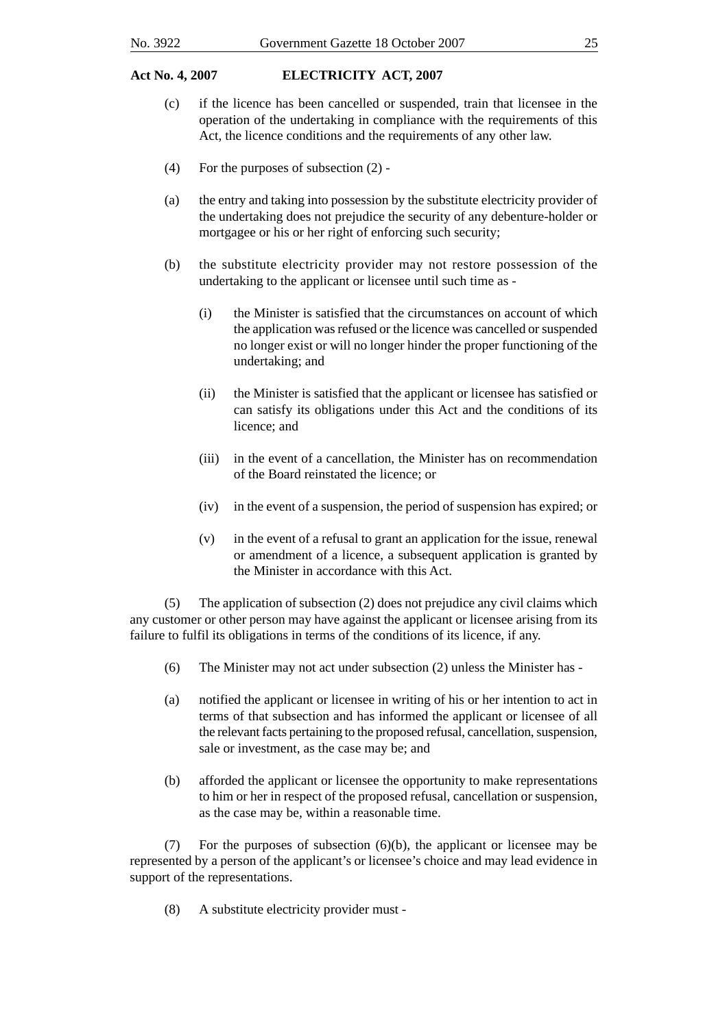(c) if the licence has been cancelled or suspended, train that licensee in the operation of the undertaking in compliance with the requirements of this Act, the licence conditions and the requirements of any other law.

(4) For the purposes of subsection (2) -

(a) the entry and taking into possession by the substitute electricity provider of the undertaking does not prejudice the security of any debenture-holder or mortgagee or his or her right of enforcing such security;

(b) the substitute electricity provider may not restore possession of the undertaking to the applicant or licensee until such time as -

(i) the Minister is satisfied that the circumstances on account of which the application was refused or the licence was cancelled or suspended no longer exist or will no longer hinder the proper functioning of the undertaking; and

(ii) the Minister is satisfied that the applicant or licensee has satisfied or can satisfy its obligations under this Act and the conditions of its licence; and

(iii) in the event of a cancellation, the Minister has on recommendation of the Board reinstated the licence; or

(iv) in the event of a suspension, the period of suspension has expired; or

(v) in the event of a refusal to grant an application for the issue, renewal or amendment of a licence, a subsequent application is granted by the Minister in accordance with this Act.

(5) The application of subsection (2) does not prejudice any civil claims which any customer or other person may have against the applicant or licensee arising from its failure to fulfil its obligations in terms of the conditions of its licence, if any.

(6) The Minister may not act under subsection (2) unless the Minister has -

(a) notified the applicant or licensee in writing of his or her intention to act in terms of that subsection and has informed the applicant or licensee of all the relevant facts pertaining to the proposed refusal, cancellation, suspension, sale or investment, as the case may be; and

(b) afforded the applicant or licensee the opportunity to make representations to him or her in respect of the proposed refusal, cancellation or suspension, as the case may be, within a reasonable time.

(7) For the purposes of subsection (6)(b), the applicant or licensee may be represented by a person of the applicant's or licensee's choice and may lead evidence in support of the representations.

(8) A substitute electricity provider must -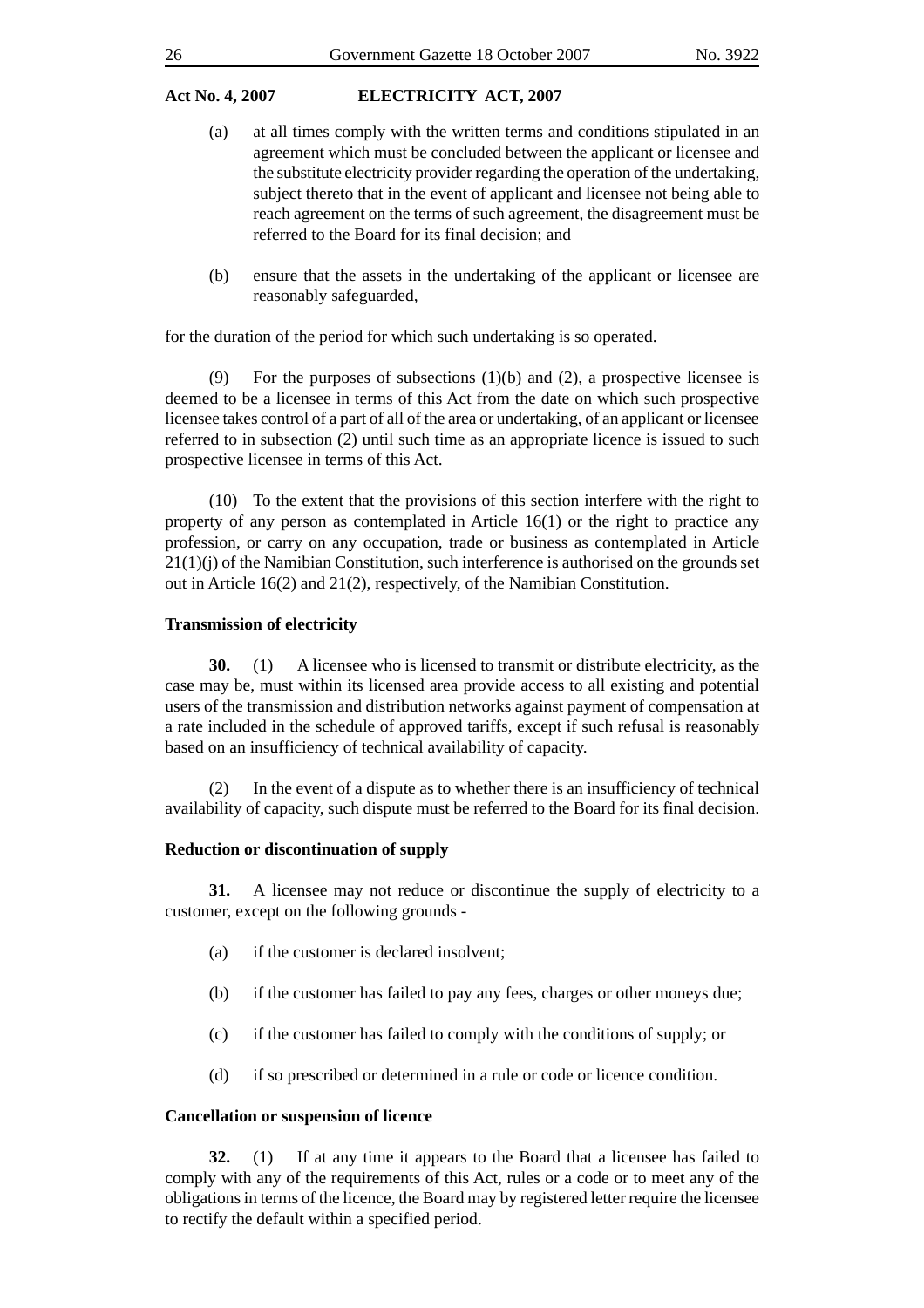(a) at all times comply with the written terms and conditions stipulated in an agreement which must be concluded between the applicant or licensee and the substitute electricity provider regarding the operation of the undertaking, subject thereto that in the event of applicant and licensee not being able to reach agreement on the terms of such agreement, the disagreement must be referred to the Board for its final decision; and

(b) ensure that the assets in the undertaking of the applicant or licensee are reasonably safeguarded,

for the duration of the period for which such undertaking is so operated.

(9) For the purposes of subsections (1)(b) and (2), a prospective licensee is deemed to be a licensee in terms of this Act from the date on which such prospective licensee takes control of a part of all of the area or undertaking, of an applicant or licensee referred to in subsection (2) until such time as an appropriate licence is issued to such prospective licensee in terms of this Act.

(10) To the extent that the provisions of this section interfere with the right to property of any person as contemplated in Article 16(1) or the right to practice any profession, or carry on any occupation, trade or business as contemplated in Article 21(1)(j) of the Namibian Constitution, such interference is authorised on the grounds set out in Article 16(2) and 21(2), respectively, of the Namibian Constitution.

**Transmission of electricity**

**30.** (1) A licensee who is licensed to transmit or distribute electricity, as the case may be, must within its licensed area provide access to all existing and potential users of the transmission and distribution networks against payment of compensation at a rate included in the schedule of approved tariffs, except if such refusal is reasonably based on an insufficiency of technical availability of capacity.

(2) In the event of a dispute as to whether there is an insufficiency of technical availability of capacity, such dispute must be referred to the Board for its final decision.

**Reduction or discontinuation of supply**

**31.** A licensee may not reduce or discontinue the supply of electricity to a customer, except on the following grounds -

(a) if the customer is declared insolvent;

(b) if the customer has failed to pay any fees, charges or other moneys due;

(c) if the customer has failed to comply with the conditions of supply; or

(d) if so prescribed or determined in a rule or code or licence condition.

**Cancellation or suspension of licence**

**32.** (1) If at any time it appears to the Board that a licensee has failed to comply with any of the requirements of this Act, rules or a code or to meet any of the obligations in terms of the licence, the Board may by registered letter require the licensee to rectify the default within a specified period.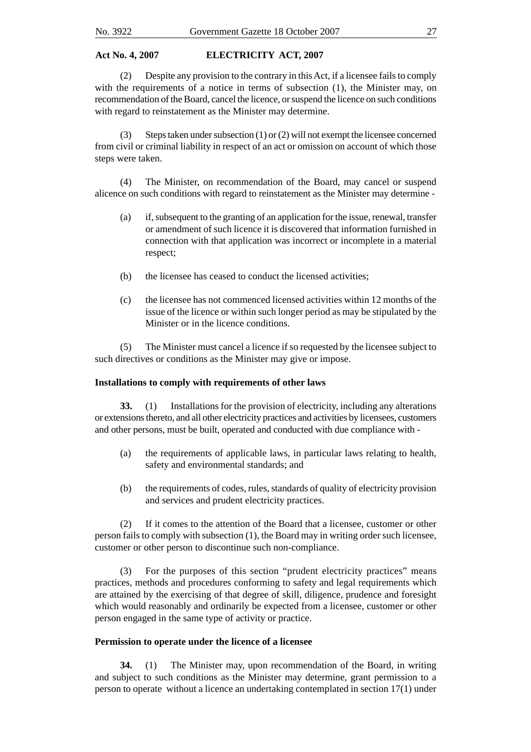(2) Despite any provision to the contrary in this Act, if a licensee fails to comply with the requirements of a notice in terms of subsection (1), the Minister may, on recommendation of the Board, cancel the licence, or suspend the licence on such conditions with regard to reinstatement as the Minister may determine.

(3) Steps taken under subsection (1) or (2) will not exempt the licensee concerned from civil or criminal liability in respect of an act or omission on account of which those steps were taken.

(4) The Minister, on recommendation of the Board, may cancel or suspend alicence on such conditions with regard to reinstatement as the Minister may determine -

(a) if, subsequent to the granting of an application for the issue, renewal, transfer or amendment of such licence it is discovered that information furnished in connection with that application was incorrect or incomplete in a material respect;

(b) the licensee has ceased to conduct the licensed activities;

(c) the licensee has not commenced licensed activities within 12 months of the issue of the licence or within such longer period as may be stipulated by the Minister or in the licence conditions.

(5) The Minister must cancel a licence if so requested by the licensee subject to such directives or conditions as the Minister may give or impose.

**Installations to comply with requirements of other laws**

**33.** (1) Installations for the provision of electricity, including any alterations or extensions thereto, and all other electricity practices and activities by licensees, customers and other persons, must be built, operated and conducted with due compliance with -

(a) the requirements of applicable laws, in particular laws relating to health, safety and environmental standards; and

(b) the requirements of codes, rules, standards of quality of electricity provision and services and prudent electricity practices.

(2) If it comes to the attention of the Board that a licensee, customer or other person fails to comply with subsection (1), the Board may in writing order such licensee, customer or other person to discontinue such non-compliance.

(3) For the purposes of this section "prudent electricity practices" means practices, methods and procedures conforming to safety and legal requirements which are attained by the exercising of that degree of skill, diligence, prudence and foresight which would reasonably and ordinarily be expected from a licensee, customer or other person engaged in the same type of activity or practice.

**Permission to operate under the licence of a licensee**

**34.** (1) The Minister may, upon recommendation of the Board, in writing and subject to such conditions as the Minister may determine, grant permission to a person to operate without a licence an undertaking contemplated in section 17(1) under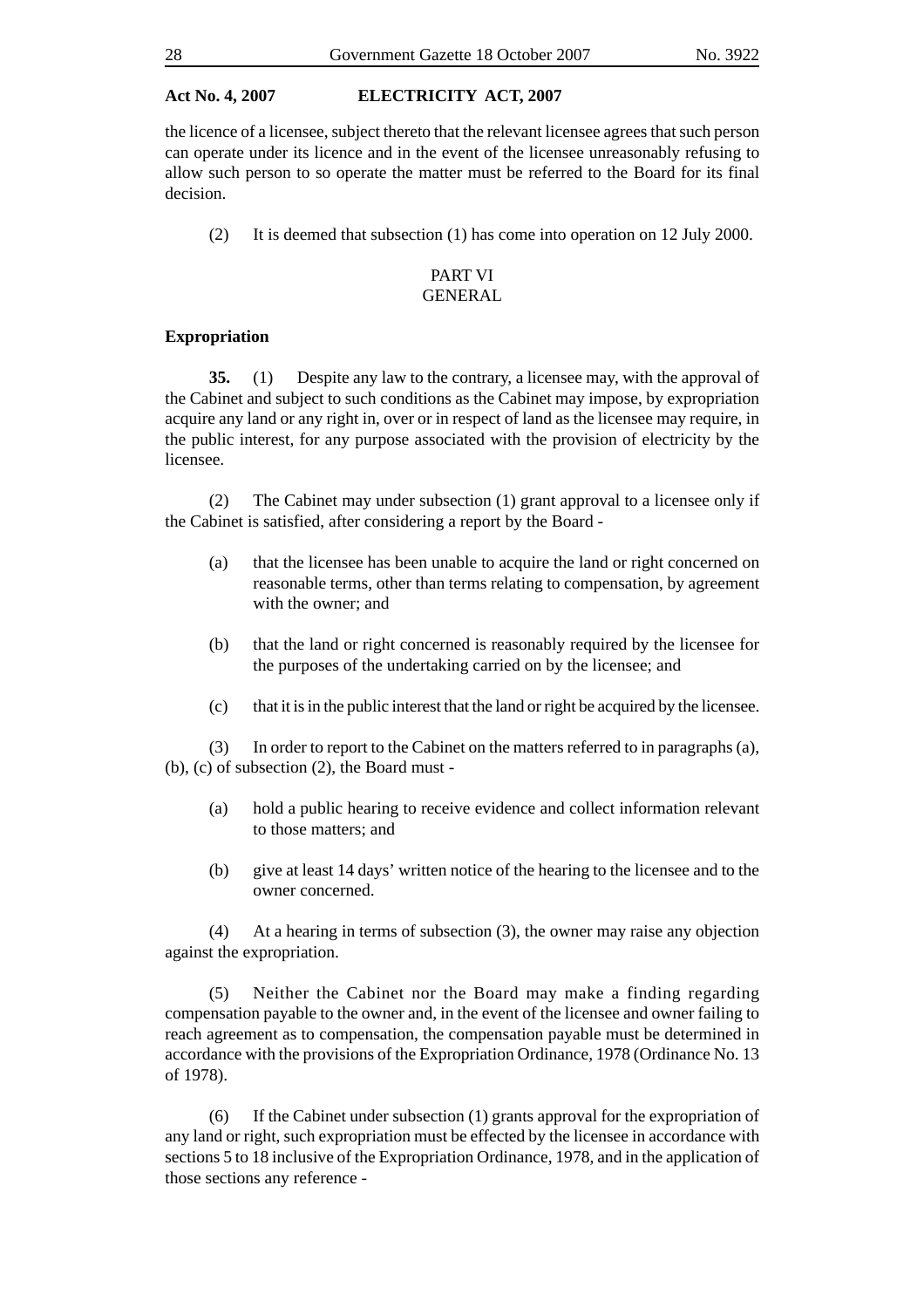the licence of a licensee, subject thereto that the relevant licensee agrees that such person can operate under its licence and in the event of the licensee unreasonably refusing to allow such person to so operate the matter must be referred to the Board for its final decision.

(2) It is deemed that subsection (1) has come into operation on 12 July 2000.

## PART VI
## GENERAL

**Expropriation**

**35.** (1) Despite any law to the contrary, a licensee may, with the approval of the Cabinet and subject to such conditions as the Cabinet may impose, by expropriation acquire any land or any right in, over or in respect of land as the licensee may require, in the public interest, for any purpose associated with the provision of electricity by the licensee.

(2) The Cabinet may under subsection (1) grant approval to a licensee only if the Cabinet is satisfied, after considering a report by the Board -

(a) that the licensee has been unable to acquire the land or right concerned on reasonable terms, other than terms relating to compensation, by agreement with the owner; and

(b) that the land or right concerned is reasonably required by the licensee for the purposes of the undertaking carried on by the licensee; and

(c) that it is in the public interest that the land or right be acquired by the licensee.

(3) In order to report to the Cabinet on the matters referred to in paragraphs (a), (b), (c) of subsection (2), the Board must -

(a) hold a public hearing to receive evidence and collect information relevant to those matters; and

(b) give at least 14 days' written notice of the hearing to the licensee and to the owner concerned.

(4) At a hearing in terms of subsection (3), the owner may raise any objection against the expropriation.

(5) Neither the Cabinet nor the Board may make a finding regarding compensation payable to the owner and, in the event of the licensee and owner failing to reach agreement as to compensation, the compensation payable must be determined in accordance with the provisions of the Expropriation Ordinance, 1978 (Ordinance No. 13 of 1978).

(6) If the Cabinet under subsection (1) grants approval for the expropriation of any land or right, such expropriation must be effected by the licensee in accordance with sections 5 to 18 inclusive of the Expropriation Ordinance, 1978, and in the application of those sections any reference -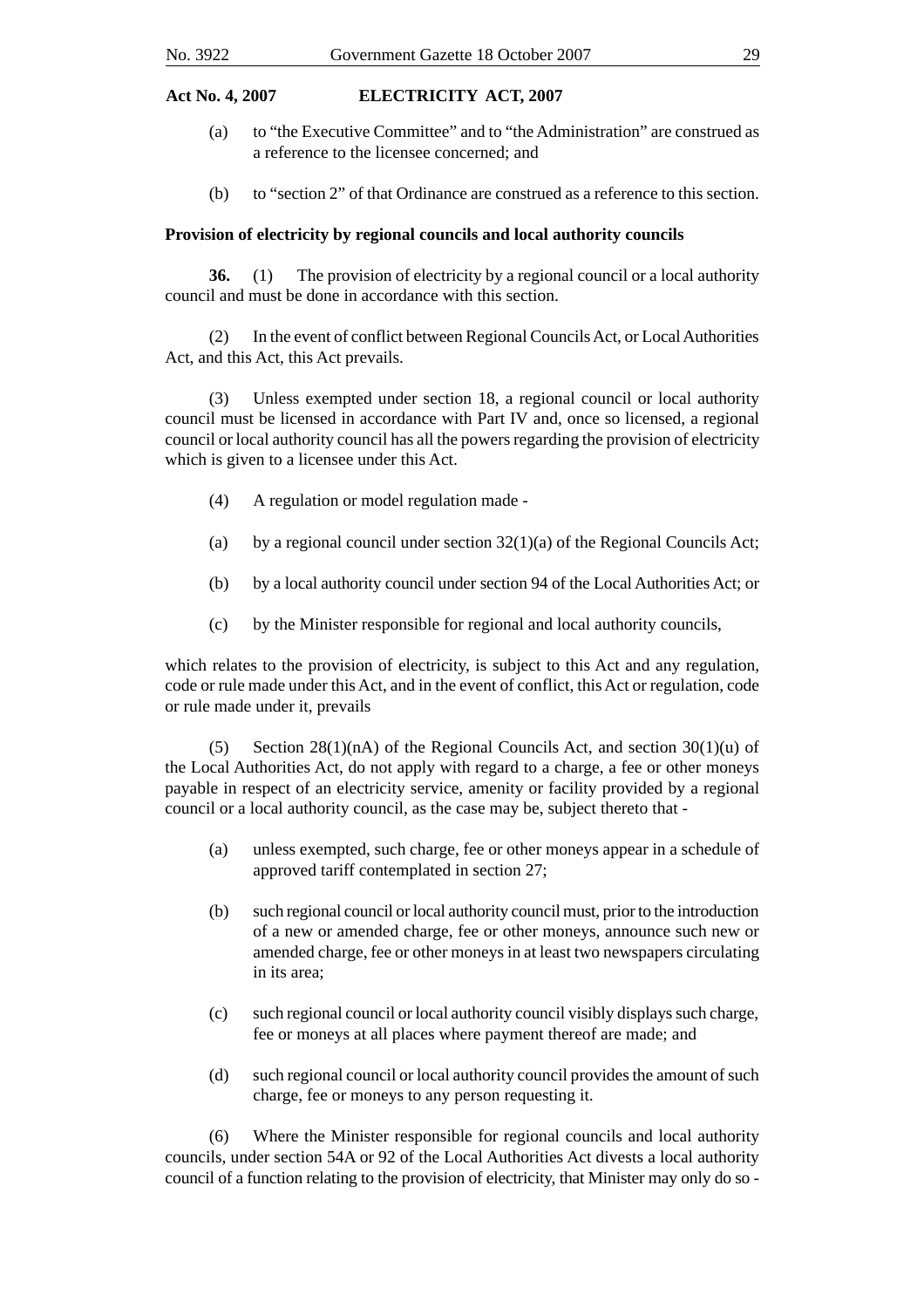(a) to "the Executive Committee" and to "the Administration" are construed as a reference to the licensee concerned; and

(b) to "section 2" of that Ordinance are construed as a reference to this section.

**Provision of electricity by regional councils and local authority councils**

**36.** (1) The provision of electricity by a regional council or a local authority council and must be done in accordance with this section.

(2) In the event of conflict between Regional Councils Act, or Local Authorities Act, and this Act, this Act prevails.

(3) Unless exempted under section 18, a regional council or local authority council must be licensed in accordance with Part IV and, once so licensed, a regional council or local authority council has all the powers regarding the provision of electricity which is given to a licensee under this Act.

(4) A regulation or model regulation made -

(a) by a regional council under section 32(1)(a) of the Regional Councils Act;

(b) by a local authority council under section 94 of the Local Authorities Act; or

(c) by the Minister responsible for regional and local authority councils,

which relates to the provision of electricity, is subject to this Act and any regulation, code or rule made under this Act, and in the event of conflict, this Act or regulation, code or rule made under it, prevails

(5) Section 28(1)(nA) of the Regional Councils Act, and section 30(1)(u) of the Local Authorities Act, do not apply with regard to a charge, a fee or other moneys payable in respect of an electricity service, amenity or facility provided by a regional council or a local authority council, as the case may be, subject thereto that -

(a) unless exempted, such charge, fee or other moneys appear in a schedule of approved tariff contemplated in section 27;

(b) such regional council or local authority council must, prior to the introduction of a new or amended charge, fee or other moneys, announce such new or amended charge, fee or other moneys in at least two newspapers circulating in its area;

(c) such regional council or local authority council visibly displays such charge, fee or moneys at all places where payment thereof are made; and

(d) such regional council or local authority council provides the amount of such charge, fee or moneys to any person requesting it.

(6) Where the Minister responsible for regional councils and local authority councils, under section 54A or 92 of the Local Authorities Act divests a local authority council of a function relating to the provision of electricity, that Minister may only do so -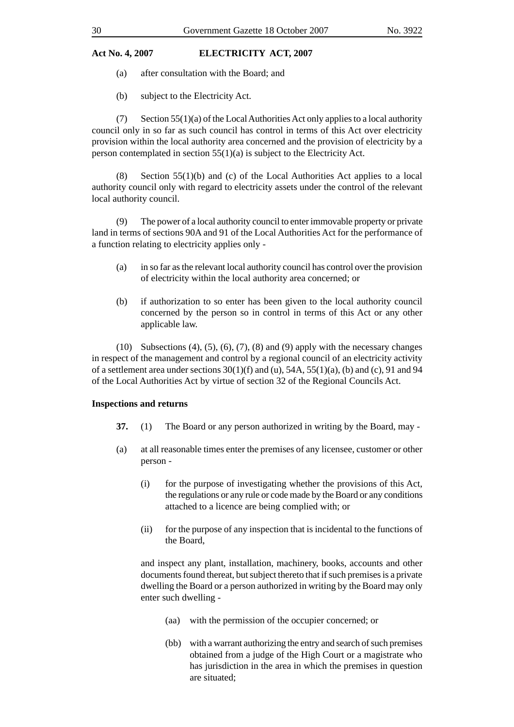(a) after consultation with the Board; and

(b) subject to the Electricity Act.

(7) Section 55(1)(a) of the Local Authorities Act only applies to a local authority council only in so far as such council has control in terms of this Act over electricity provision within the local authority area concerned and the provision of electricity by a person contemplated in section 55(1)(a) is subject to the Electricity Act.

(8) Section 55(1)(b) and (c) of the Local Authorities Act applies to a local authority council only with regard to electricity assets under the control of the relevant local authority council.

(9) The power of a local authority council to enter immovable property or private land in terms of sections 90A and 91 of the Local Authorities Act for the performance of a function relating to electricity applies only -

(a) in so far as the relevant local authority council has control over the provision of electricity within the local authority area concerned; or

(b) if authorization to so enter has been given to the local authority council concerned by the person so in control in terms of this Act or any other applicable law.

(10) Subsections (4), (5), (6), (7), (8) and (9) apply with the necessary changes in respect of the management and control by a regional council of an electricity activity of a settlement area under sections 30(1)(f) and (u), 54A, 55(1)(a), (b) and (c), 91 and 94 of the Local Authorities Act by virtue of section 32 of the Regional Councils Act.

**Inspections and returns**

**37.** (1) The Board or any person authorized in writing by the Board, may -

(a) at all reasonable times enter the premises of any licensee, customer or other person -

(i) for the purpose of investigating whether the provisions of this Act, the regulations or any rule or code made by the Board or any conditions attached to a licence are being complied with; or

(ii) for the purpose of any inspection that is incidental to the functions of the Board,

and inspect any plant, installation, machinery, books, accounts and other documents found thereat, but subject thereto that if such premises is a private dwelling the Board or a person authorized in writing by the Board may only enter such dwelling -

(aa) with the permission of the occupier concerned; or

(bb) with a warrant authorizing the entry and search of such premises obtained from a judge of the High Court or a magistrate who has jurisdiction in the area in which the premises in question are situated;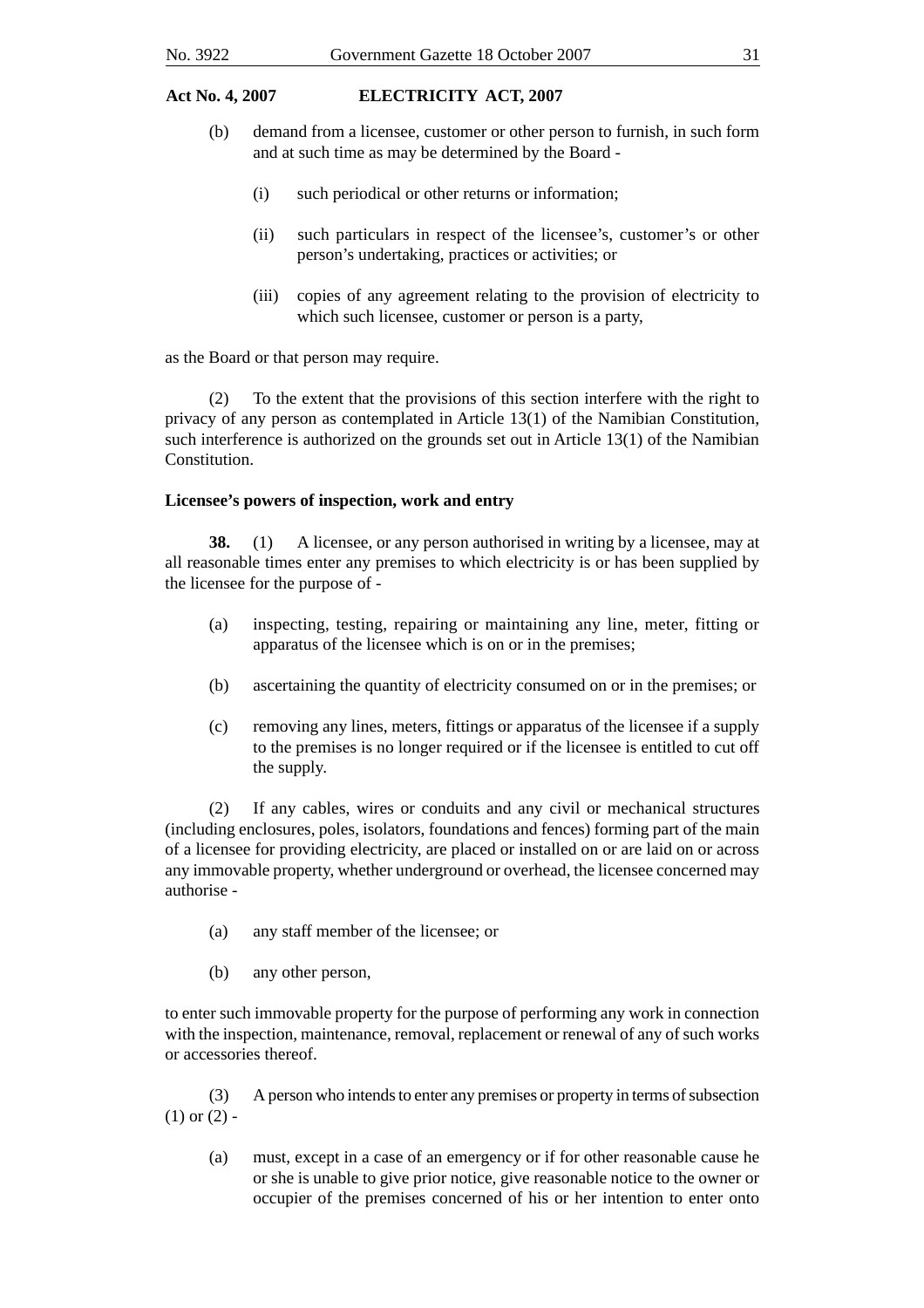(b) demand from a licensee, customer or other person to furnish, in such form and at such time as may be determined by the Board -

(i) such periodical or other returns or information;

(ii) such particulars in respect of the licensee's, customer's or other person's undertaking, practices or activities; or

(iii) copies of any agreement relating to the provision of electricity to which such licensee, customer or person is a party,

as the Board or that person may require.

(2) To the extent that the provisions of this section interfere with the right to privacy of any person as contemplated in Article 13(1) of the Namibian Constitution, such interference is authorized on the grounds set out in Article 13(1) of the Namibian Constitution.

**Licensee's powers of inspection, work and entry**

**38.** (1) A licensee, or any person authorised in writing by a licensee, may at all reasonable times enter any premises to which electricity is or has been supplied by the licensee for the purpose of -

(a) inspecting, testing, repairing or maintaining any line, meter, fitting or apparatus of the licensee which is on or in the premises;

(b) ascertaining the quantity of electricity consumed on or in the premises; or

(c) removing any lines, meters, fittings or apparatus of the licensee if a supply to the premises is no longer required or if the licensee is entitled to cut off the supply.

(2) If any cables, wires or conduits and any civil or mechanical structures (including enclosures, poles, isolators, foundations and fences) forming part of the main of a licensee for providing electricity, are placed or installed on or are laid on or across any immovable property, whether underground or overhead, the licensee concerned may authorise -

(a) any staff member of the licensee; or

(b) any other person,

to enter such immovable property for the purpose of performing any work in connection with the inspection, maintenance, removal, replacement or renewal of any of such works or accessories thereof.

(3) A person who intends to enter any premises or property in terms of subsection (1) or (2) -

(a) must, except in a case of an emergency or if for other reasonable cause he or she is unable to give prior notice, give reasonable notice to the owner or occupier of the premises concerned of his or her intention to enter onto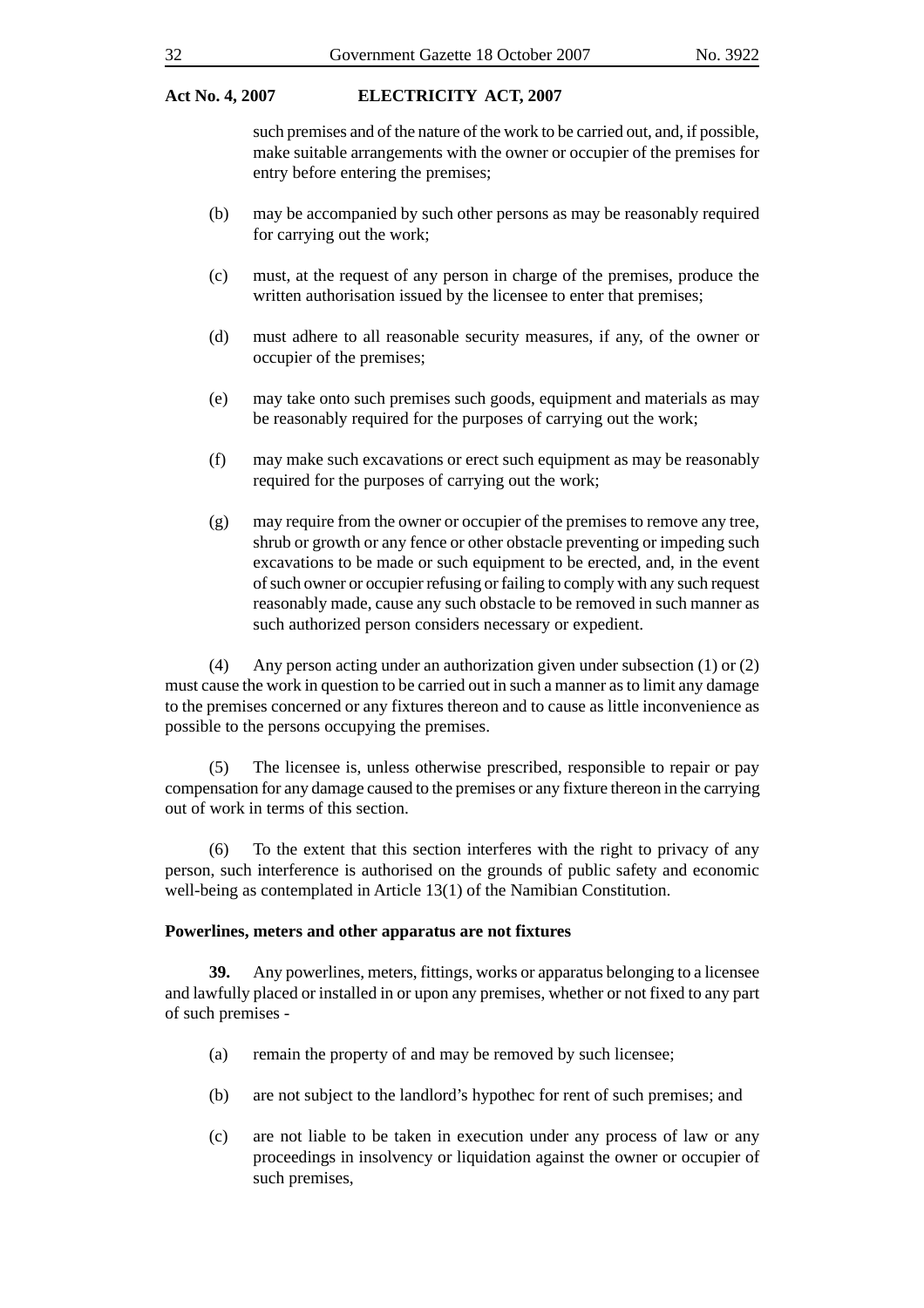such premises and of the nature of the work to be carried out, and, if possible, make suitable arrangements with the owner or occupier of the premises for entry before entering the premises;

(b) may be accompanied by such other persons as may be reasonably required for carrying out the work;

(c) must, at the request of any person in charge of the premises, produce the written authorisation issued by the licensee to enter that premises;

(d) must adhere to all reasonable security measures, if any, of the owner or occupier of the premises;

(e) may take onto such premises such goods, equipment and materials as may be reasonably required for the purposes of carrying out the work;

(f) may make such excavations or erect such equipment as may be reasonably required for the purposes of carrying out the work;

(g) may require from the owner or occupier of the premises to remove any tree, shrub or growth or any fence or other obstacle preventing or impeding such excavations to be made or such equipment to be erected, and, in the event of such owner or occupier refusing or failing to comply with any such request reasonably made, cause any such obstacle to be removed in such manner as such authorized person considers necessary or expedient.

(4) Any person acting under an authorization given under subsection (1) or (2) must cause the work in question to be carried out in such a manner as to limit any damage to the premises concerned or any fixtures thereon and to cause as little inconvenience as possible to the persons occupying the premises.

(5) The licensee is, unless otherwise prescribed, responsible to repair or pay compensation for any damage caused to the premises or any fixture thereon in the carrying out of work in terms of this section.

(6) To the extent that this section interferes with the right to privacy of any person, such interference is authorised on the grounds of public safety and economic well-being as contemplated in Article 13(1) of the Namibian Constitution.

**Powerlines, meters and other apparatus are not fixtures**

**39.** Any powerlines, meters, fittings, works or apparatus belonging to a licensee and lawfully placed or installed in or upon any premises, whether or not fixed to any part of such premises -

(a) remain the property of and may be removed by such licensee;

(b) are not subject to the landlord's hypothec for rent of such premises; and

(c) are not liable to be taken in execution under any process of law or any proceedings in insolvency or liquidation against the owner or occupier of such premises,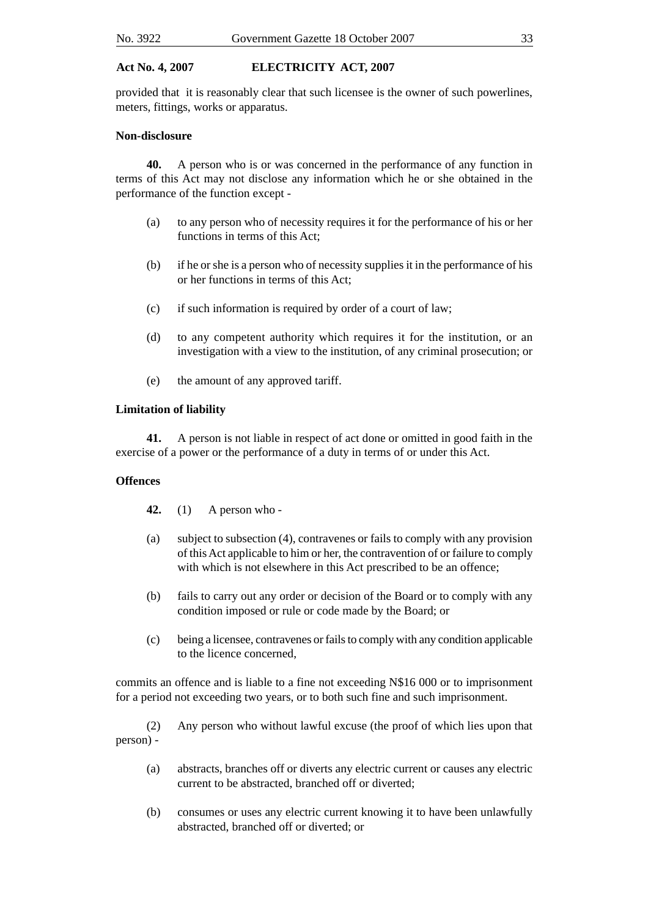provided that it is reasonably clear that such licensee is the owner of such powerlines, meters, fittings, works or apparatus.

**Non-disclosure**

**40.** A person who is or was concerned in the performance of any function in terms of this Act may not disclose any information which he or she obtained in the performance of the function except -

(a) to any person who of necessity requires it for the performance of his or her functions in terms of this Act;

(b) if he or she is a person who of necessity supplies it in the performance of his or her functions in terms of this Act;

(c) if such information is required by order of a court of law;

(d) to any competent authority which requires it for the institution, or an investigation with a view to the institution, of any criminal prosecution; or

(e) the amount of any approved tariff.

**Limitation of liability**

**41.** A person is not liable in respect of act done or omitted in good faith in the exercise of a power or the performance of a duty in terms of or under this Act.

**Offences**

**42.** (1) A person who -

(a) subject to subsection (4), contravenes or fails to comply with any provision of this Act applicable to him or her, the contravention of or failure to comply with which is not elsewhere in this Act prescribed to be an offence;

(b) fails to carry out any order or decision of the Board or to comply with any condition imposed or rule or code made by the Board; or

(c) being a licensee, contravenes or fails to comply with any condition applicable to the licence concerned,

commits an offence and is liable to a fine not exceeding N$16 000 or to imprisonment for a period not exceeding two years, or to both such fine and such imprisonment.

(2) Any person who without lawful excuse (the proof of which lies upon that person) -

(a) abstracts, branches off or diverts any electric current or causes any electric current to be abstracted, branched off or diverted;

(b) consumes or uses any electric current knowing it to have been unlawfully abstracted, branched off or diverted; or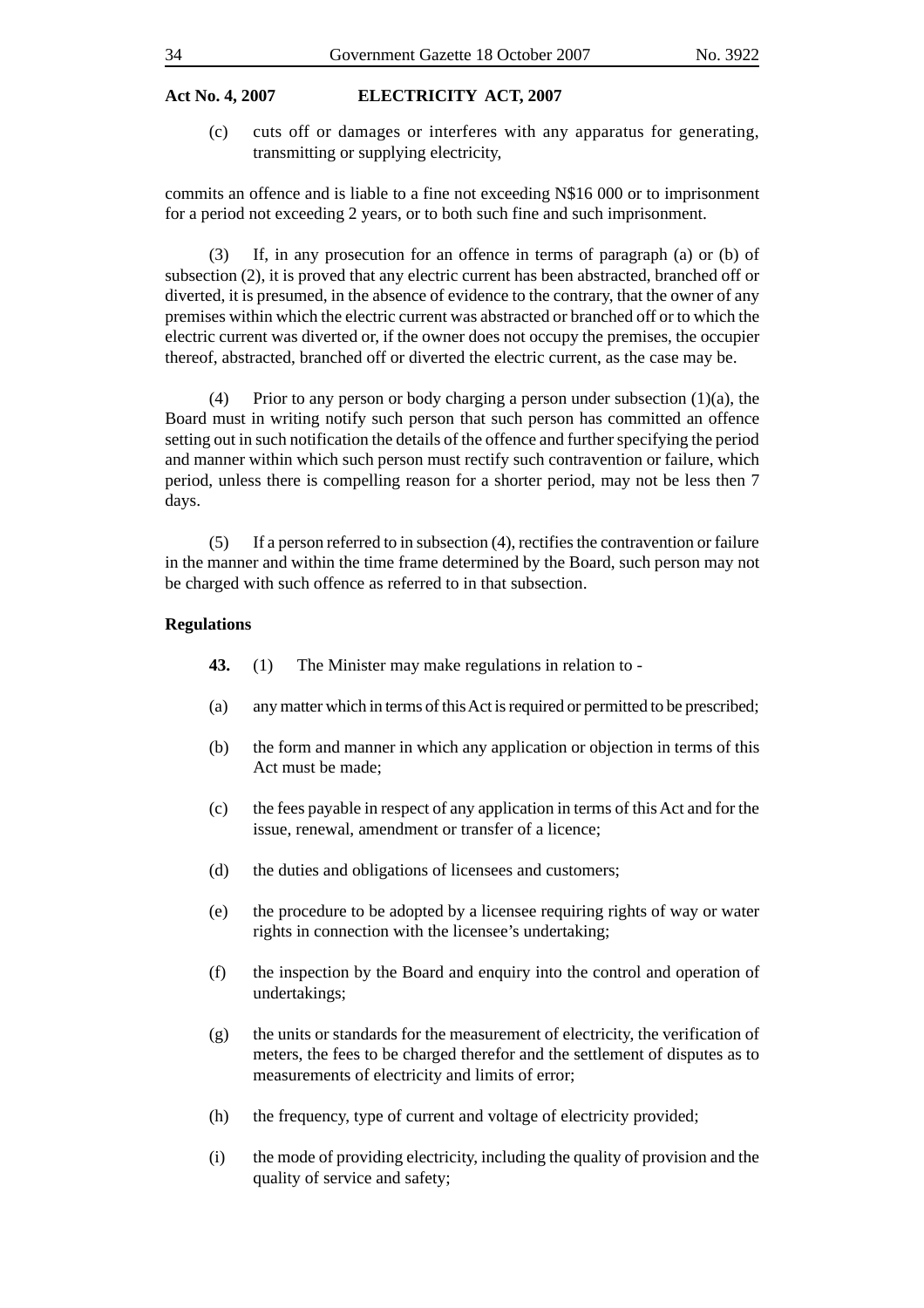(c) cuts off or damages or interferes with any apparatus for generating, transmitting or supplying electricity,

commits an offence and is liable to a fine not exceeding N$16 000 or to imprisonment for a period not exceeding 2 years, or to both such fine and such imprisonment.

(3) If, in any prosecution for an offence in terms of paragraph (a) or (b) of subsection (2), it is proved that any electric current has been abstracted, branched off or diverted, it is presumed, in the absence of evidence to the contrary, that the owner of any premises within which the electric current was abstracted or branched off or to which the electric current was diverted or, if the owner does not occupy the premises, the occupier thereof, abstracted, branched off or diverted the electric current, as the case may be.

(4) Prior to any person or body charging a person under subsection (1)(a), the Board must in writing notify such person that such person has committed an offence setting out in such notification the details of the offence and further specifying the period and manner within which such person must rectify such contravention or failure, which period, unless there is compelling reason for a shorter period, may not be less then 7 days.

(5) If a person referred to in subsection (4), rectifies the contravention or failure in the manner and within the time frame determined by the Board, such person may not be charged with such offence as referred to in that subsection.

**Regulations**

**43.** (1) The Minister may make regulations in relation to -

(a) any matter which in terms of this Act is required or permitted to be prescribed;

(b) the form and manner in which any application or objection in terms of this Act must be made;

(c) the fees payable in respect of any application in terms of this Act and for the issue, renewal, amendment or transfer of a licence;

(d) the duties and obligations of licensees and customers;

(e) the procedure to be adopted by a licensee requiring rights of way or water rights in connection with the licensee's undertaking;

(f) the inspection by the Board and enquiry into the control and operation of undertakings;

(g) the units or standards for the measurement of electricity, the verification of meters, the fees to be charged therefor and the settlement of disputes as to measurements of electricity and limits of error;

(h) the frequency, type of current and voltage of electricity provided;

(i) the mode of providing electricity, including the quality of provision and the quality of service and safety;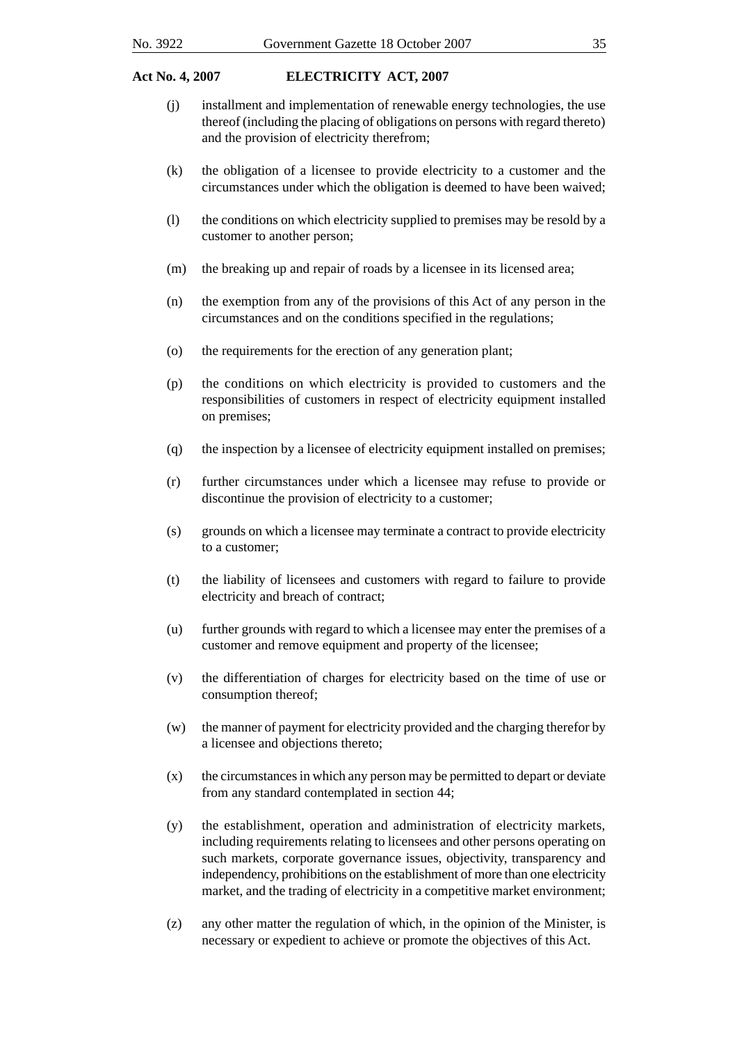(j) installment and implementation of renewable energy technologies, the use thereof (including the placing of obligations on persons with regard thereto) and the provision of electricity therefrom;

(k) the obligation of a licensee to provide electricity to a customer and the circumstances under which the obligation is deemed to have been waived;

(l) the conditions on which electricity supplied to premises may be resold by a customer to another person;

(m) the breaking up and repair of roads by a licensee in its licensed area;

(n) the exemption from any of the provisions of this Act of any person in the circumstances and on the conditions specified in the regulations;

(o) the requirements for the erection of any generation plant;

(p) the conditions on which electricity is provided to customers and the responsibilities of customers in respect of electricity equipment installed on premises;

(q) the inspection by a licensee of electricity equipment installed on premises;

(r) further circumstances under which a licensee may refuse to provide or discontinue the provision of electricity to a customer;

(s) grounds on which a licensee may terminate a contract to provide electricity to a customer;

(t) the liability of licensees and customers with regard to failure to provide electricity and breach of contract;

(u) further grounds with regard to which a licensee may enter the premises of a customer and remove equipment and property of the licensee;

(v) the differentiation of charges for electricity based on the time of use or consumption thereof;

(w) the manner of payment for electricity provided and the charging therefor by a licensee and objections thereto;

(x) the circumstances in which any person may be permitted to depart or deviate from any standard contemplated in section 44;

(y) the establishment, operation and administration of electricity markets, including requirements relating to licensees and other persons operating on such markets, corporate governance issues, objectivity, transparency and independency, prohibitions on the establishment of more than one electricity market, and the trading of electricity in a competitive market environment;

(z) any other matter the regulation of which, in the opinion of the Minister, is necessary or expedient to achieve or promote the objectives of this Act.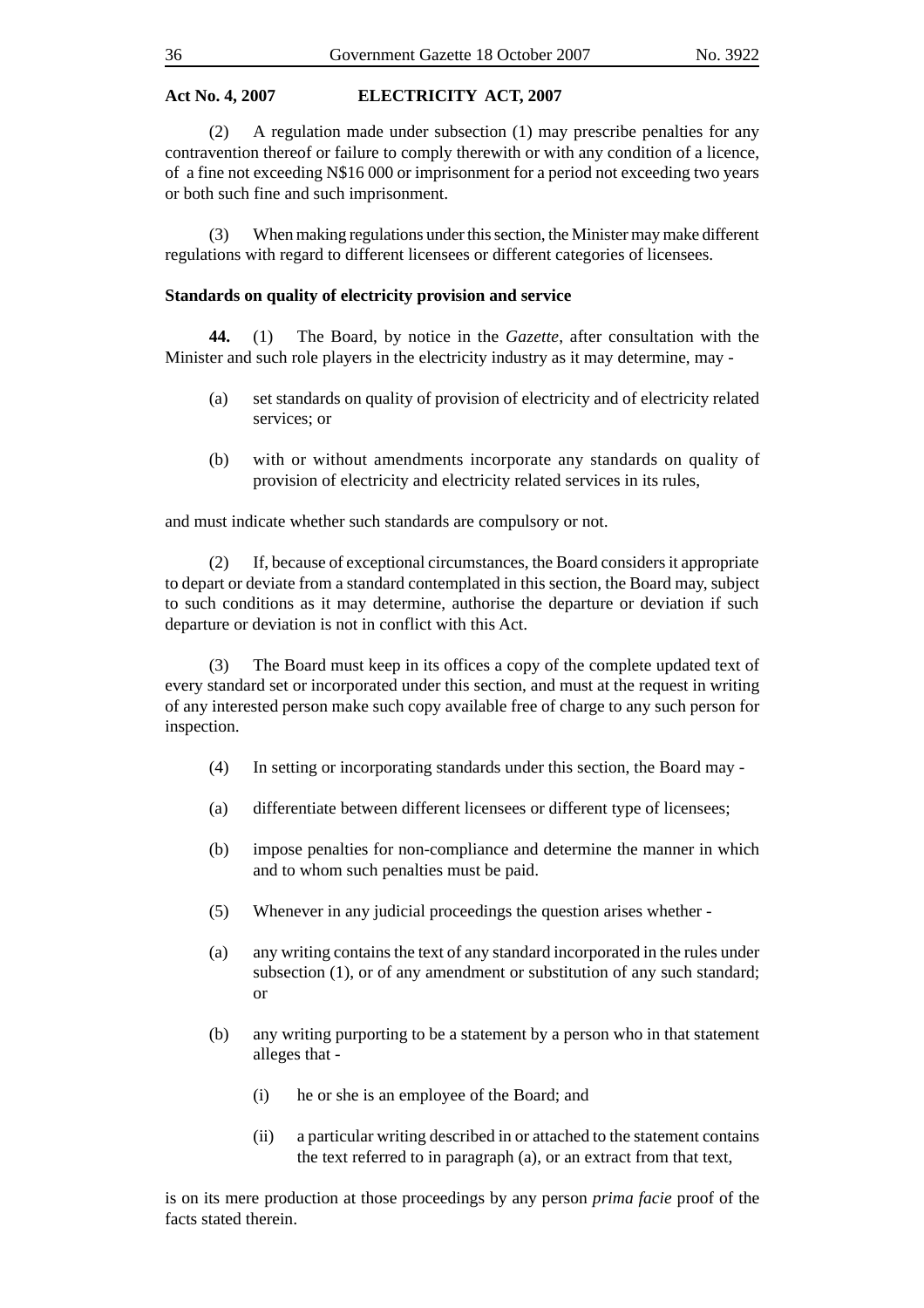(2) A regulation made under subsection (1) may prescribe penalties for any contravention thereof or failure to comply therewith or with any condition of a licence, of a fine not exceeding N$16 000 or imprisonment for a period not exceeding two years or both such fine and such imprisonment.

(3) When making regulations under this section, the Minister may make different regulations with regard to different licensees or different categories of licensees.

**Standards on quality of electricity provision and service**

**44.** (1) The Board, by notice in the *Gazette*, after consultation with the Minister and such role players in the electricity industry as it may determine, may -

(a) set standards on quality of provision of electricity and of electricity related services; or

(b) with or without amendments incorporate any standards on quality of provision of electricity and electricity related services in its rules,

and must indicate whether such standards are compulsory or not.

(2) If, because of exceptional circumstances, the Board considers it appropriate to depart or deviate from a standard contemplated in this section, the Board may, subject to such conditions as it may determine, authorise the departure or deviation if such departure or deviation is not in conflict with this Act.

(3) The Board must keep in its offices a copy of the complete updated text of every standard set or incorporated under this section, and must at the request in writing of any interested person make such copy available free of charge to any such person for inspection.

(4) In setting or incorporating standards under this section, the Board may -

(a) differentiate between different licensees or different type of licensees;

(b) impose penalties for non-compliance and determine the manner in which and to whom such penalties must be paid.

(5) Whenever in any judicial proceedings the question arises whether -

(a) any writing contains the text of any standard incorporated in the rules under subsection (1), or of any amendment or substitution of any such standard; or

(b) any writing purporting to be a statement by a person who in that statement alleges that -

(i) he or she is an employee of the Board; and

(ii) a particular writing described in or attached to the statement contains the text referred to in paragraph (a), or an extract from that text,

is on its mere production at those proceedings by any person *prima facie* proof of the facts stated therein.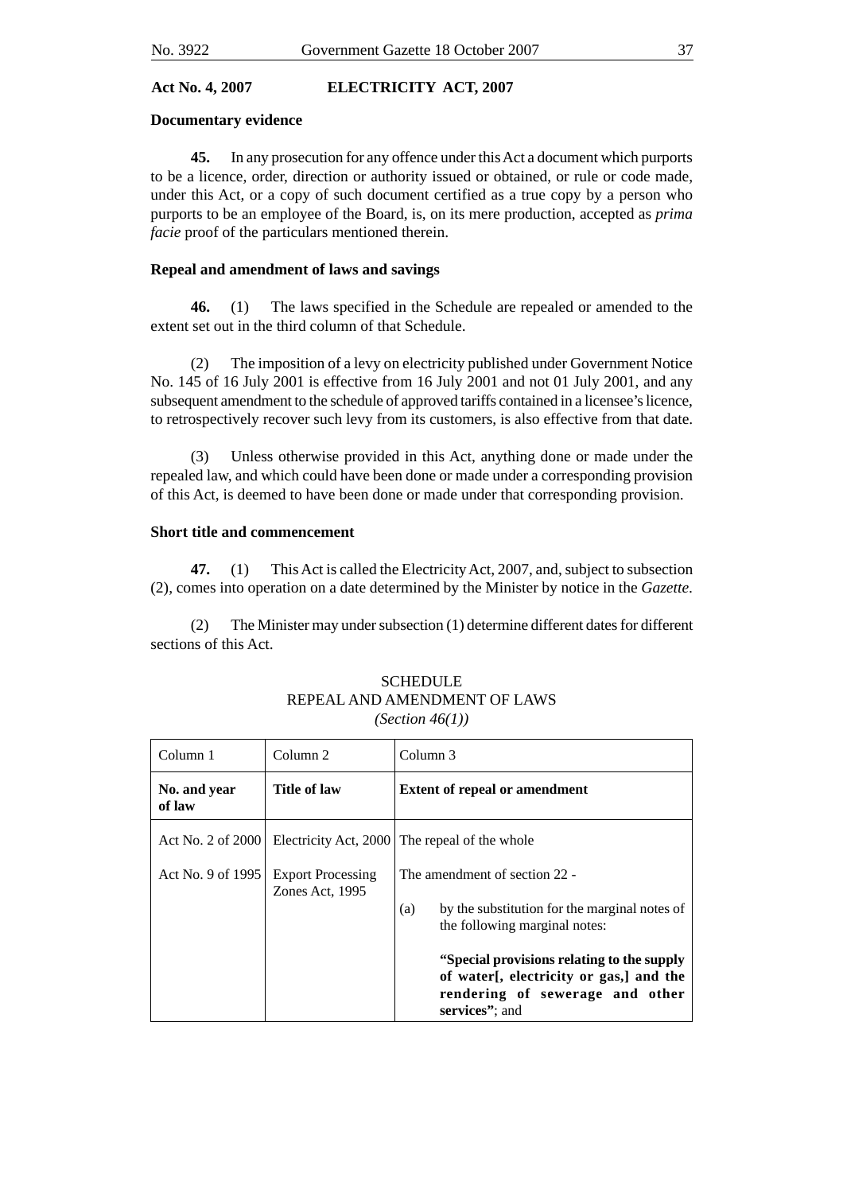**Act No. 4, 2007 ELECTRICITY ACT, 2007**

**Documentary evidence**

**45.** In any prosecution for any offence under this Act a document which purports to be a licence, order, direction or authority issued or obtained, or rule or code made, under this Act, or a copy of such document certified as a true copy by a person who purports to be an employee of the Board, is, on its mere production, accepted as *prima facie* proof of the particulars mentioned therein.

**Repeal and amendment of laws and savings**

**46.** (1) The laws specified in the Schedule are repealed or amended to the extent set out in the third column of that Schedule.

(2) The imposition of a levy on electricity published under Government Notice No. 145 of 16 July 2001 is effective from 16 July 2001 and not 01 July 2001, and any subsequent amendment to the schedule of approved tariffs contained in a licensee's licence, to retrospectively recover such levy from its customers, is also effective from that date.

(3) Unless otherwise provided in this Act, anything done or made under the repealed law, and which could have been done or made under a corresponding provision of this Act, is deemed to have been done or made under that corresponding provision.

**Short title and commencement**

**47.** (1) This Act is called the Electricity Act, 2007, and, subject to subsection (2), comes into operation on a date determined by the Minister by notice in the *Gazette*.

(2) The Minister may under subsection (1) determine different dates for different sections of this Act.

SCHEDULE
REPEAL AND AMENDMENT OF LAWS
*(Section 46(1))*

| Column 1 | Column 2 | Column 3 |
|---|---|---|
| **No. and year of law** | **Title of law** | **Extent of repeal or amendment** |
| Act No. 2 of 2000 | Electricity Act, 2000 | The repeal of the whole |
| Act No. 9 of 1995 | Export Processing Zones Act, 1995 | The amendment of section 22 - (a) by the substitution for the marginal notes of the following marginal notes: **"Special provisions relating to the supply of water[, electricity or gas,] and the rendering of sewerage and other services"**; and |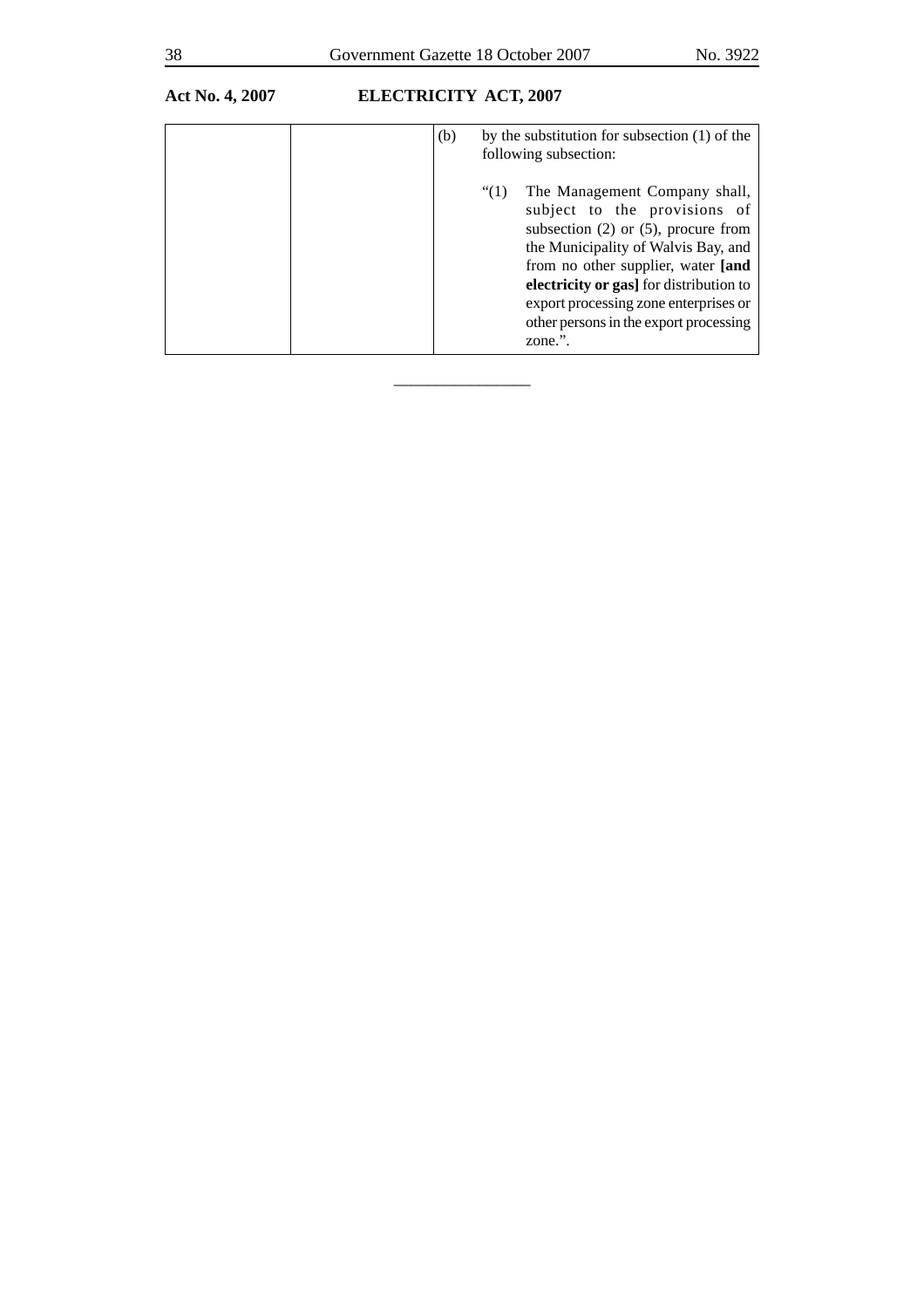Act No. 4, 2007 | ELECTRICITY ACT, 2007

| | | |
|---|---|---|
| | | (b) by the substitution for subsection (1) of the following subsection:<br><br>"(1) The Management Company shall, subject to the provisions of subsection (2) or (5), procure from the Municipality of Walvis Bay, and from no other supplier, water **[and electricity or gas]** for distribution to export processing zone enterprises or other persons in the export processing zone.". |

________________